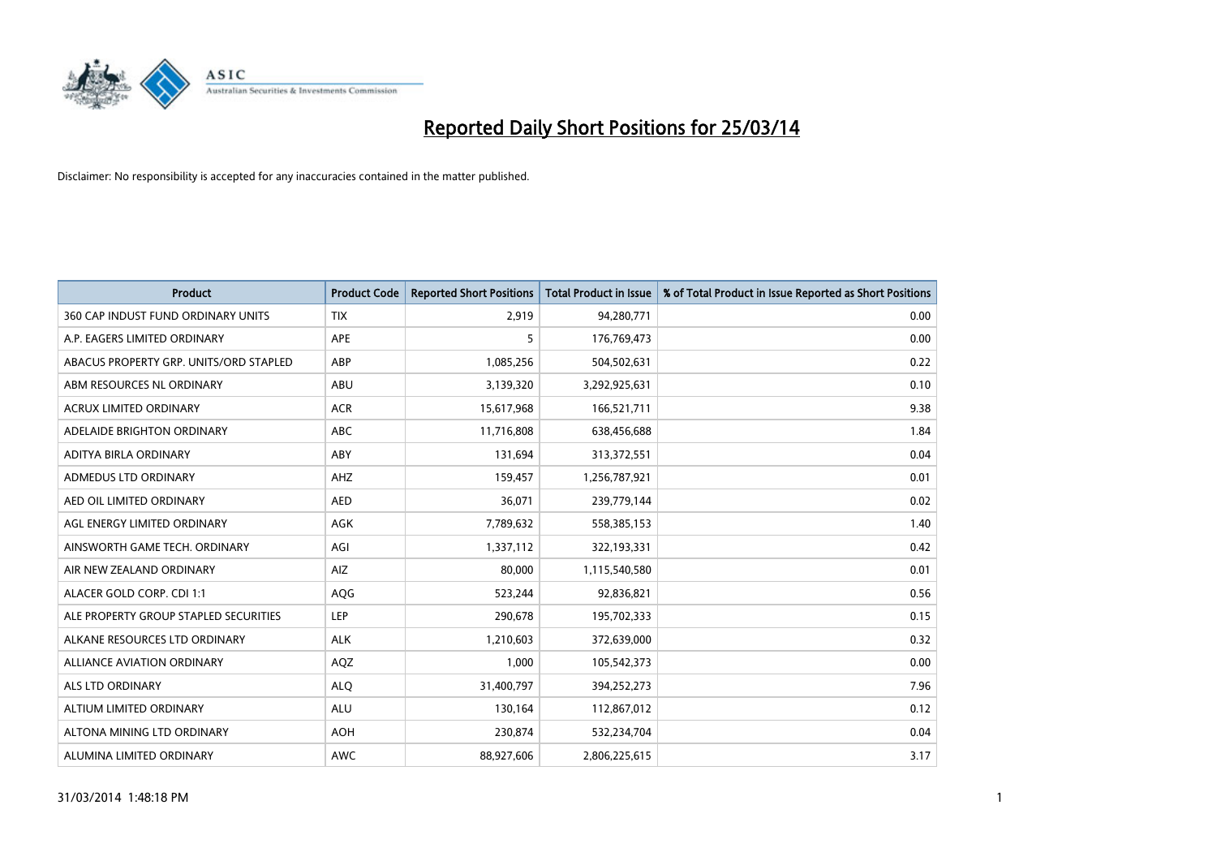# Reported Daily Short Positions for 25/03/14

Disclaimer: No responsibility is accepted for any inaccuracies contained in the matter published.

| Product | Product Code | Reported Short Positions | Total Product in Issue | % of Total Product in Issue Reported as Short Positions |
|---|---|---|---|---|
| 360 CAP INDUST FUND ORDINARY UNITS | TIX | 2,919 | 94,280,771 | 0.00 |
| A.P. EAGERS LIMITED ORDINARY | APE | 5 | 176,769,473 | 0.00 |
| ABACUS PROPERTY GRP. UNITS/ORD STAPLED | ABP | 1,085,256 | 504,502,631 | 0.22 |
| ABM RESOURCES NL ORDINARY | ABU | 3,139,320 | 3,292,925,631 | 0.10 |
| ACRUX LIMITED ORDINARY | ACR | 15,617,968 | 166,521,711 | 9.38 |
| ADELAIDE BRIGHTON ORDINARY | ABC | 11,716,808 | 638,456,688 | 1.84 |
| ADITYA BIRLA ORDINARY | ABY | 131,694 | 313,372,551 | 0.04 |
| ADMEDUS LTD ORDINARY | AHZ | 159,457 | 1,256,787,921 | 0.01 |
| AED OIL LIMITED ORDINARY | AED | 36,071 | 239,779,144 | 0.02 |
| AGL ENERGY LIMITED ORDINARY | AGK | 7,789,632 | 558,385,153 | 1.40 |
| AINSWORTH GAME TECH. ORDINARY | AGI | 1,337,112 | 322,193,331 | 0.42 |
| AIR NEW ZEALAND ORDINARY | AIZ | 80,000 | 1,115,540,580 | 0.01 |
| ALACER GOLD CORP. CDI 1:1 | AQG | 523,244 | 92,836,821 | 0.56 |
| ALE PROPERTY GROUP STAPLED SECURITIES | LEP | 290,678 | 195,702,333 | 0.15 |
| ALKANE RESOURCES LTD ORDINARY | ALK | 1,210,603 | 372,639,000 | 0.32 |
| ALLIANCE AVIATION ORDINARY | AQZ | 1,000 | 105,542,373 | 0.00 |
| ALS LTD ORDINARY | ALQ | 31,400,797 | 394,252,273 | 7.96 |
| ALTIUM LIMITED ORDINARY | ALU | 130,164 | 112,867,012 | 0.12 |
| ALTONA MINING LTD ORDINARY | AOH | 230,874 | 532,234,704 | 0.04 |
| ALUMINA LIMITED ORDINARY | AWC | 88,927,606 | 2,806,225,615 | 3.17 |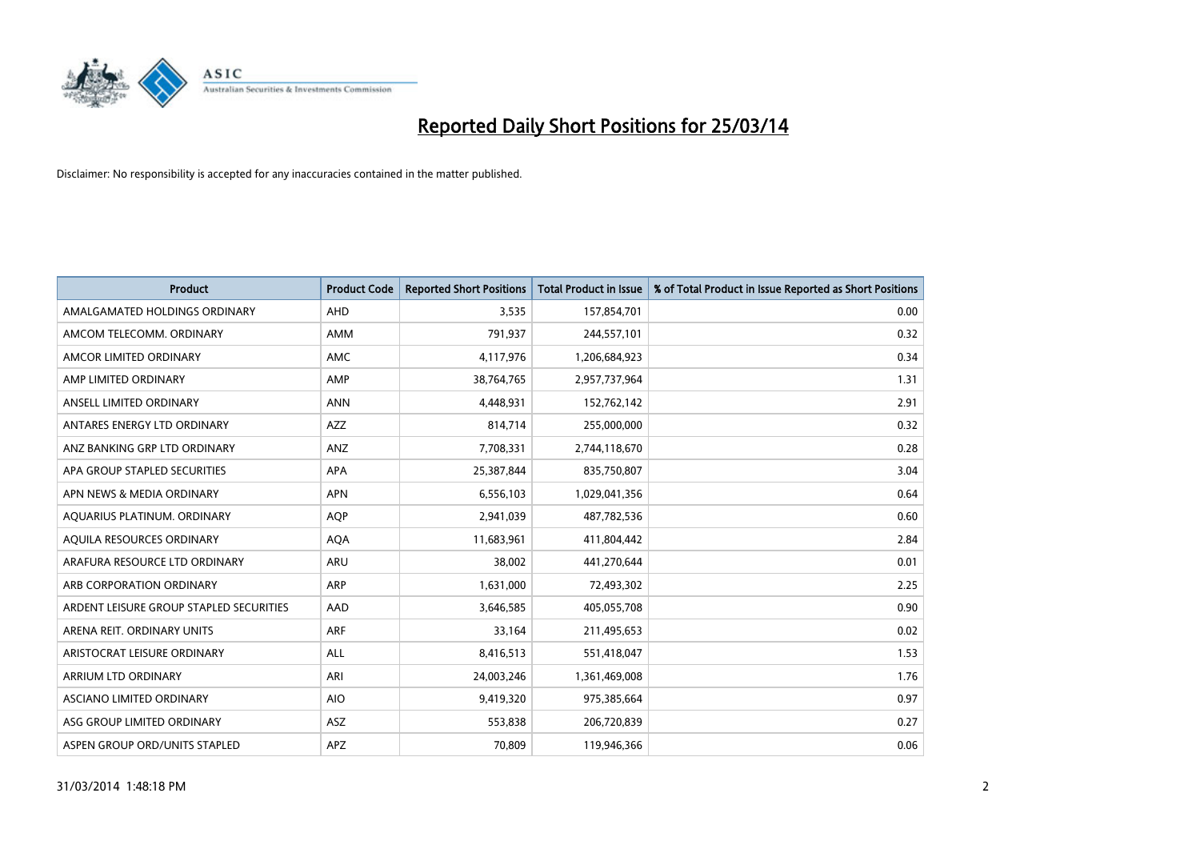# Reported Daily Short Positions for 25/03/14

Disclaimer: No responsibility is accepted for any inaccuracies contained in the matter published.

| Product | Product Code | Reported Short Positions | Total Product in Issue | % of Total Product in Issue Reported as Short Positions |
|---|---|---|---|---|
| AMALGAMATED HOLDINGS ORDINARY | AHD | 3,535 | 157,854,701 | 0.00 |
| AMCOM TELECOMM. ORDINARY | AMM | 791,937 | 244,557,101 | 0.32 |
| AMCOR LIMITED ORDINARY | AMC | 4,117,976 | 1,206,684,923 | 0.34 |
| AMP LIMITED ORDINARY | AMP | 38,764,765 | 2,957,737,964 | 1.31 |
| ANSELL LIMITED ORDINARY | ANN | 4,448,931 | 152,762,142 | 2.91 |
| ANTARES ENERGY LTD ORDINARY | AZZ | 814,714 | 255,000,000 | 0.32 |
| ANZ BANKING GRP LTD ORDINARY | ANZ | 7,708,331 | 2,744,118,670 | 0.28 |
| APA GROUP STAPLED SECURITIES | APA | 25,387,844 | 835,750,807 | 3.04 |
| APN NEWS & MEDIA ORDINARY | APN | 6,556,103 | 1,029,041,356 | 0.64 |
| AQUARIUS PLATINUM. ORDINARY | AQP | 2,941,039 | 487,782,536 | 0.60 |
| AQUILA RESOURCES ORDINARY | AQA | 11,683,961 | 411,804,442 | 2.84 |
| ARAFURA RESOURCE LTD ORDINARY | ARU | 38,002 | 441,270,644 | 0.01 |
| ARB CORPORATION ORDINARY | ARP | 1,631,000 | 72,493,302 | 2.25 |
| ARDENT LEISURE GROUP STAPLED SECURITIES | AAD | 3,646,585 | 405,055,708 | 0.90 |
| ARENA REIT. ORDINARY UNITS | ARF | 33,164 | 211,495,653 | 0.02 |
| ARISTOCRAT LEISURE ORDINARY | ALL | 8,416,513 | 551,418,047 | 1.53 |
| ARRIUM LTD ORDINARY | ARI | 24,003,246 | 1,361,469,008 | 1.76 |
| ASCIANO LIMITED ORDINARY | AIO | 9,419,320 | 975,385,664 | 0.97 |
| ASG GROUP LIMITED ORDINARY | ASZ | 553,838 | 206,720,839 | 0.27 |
| ASPEN GROUP ORD/UNITS STAPLED | APZ | 70,809 | 119,946,366 | 0.06 |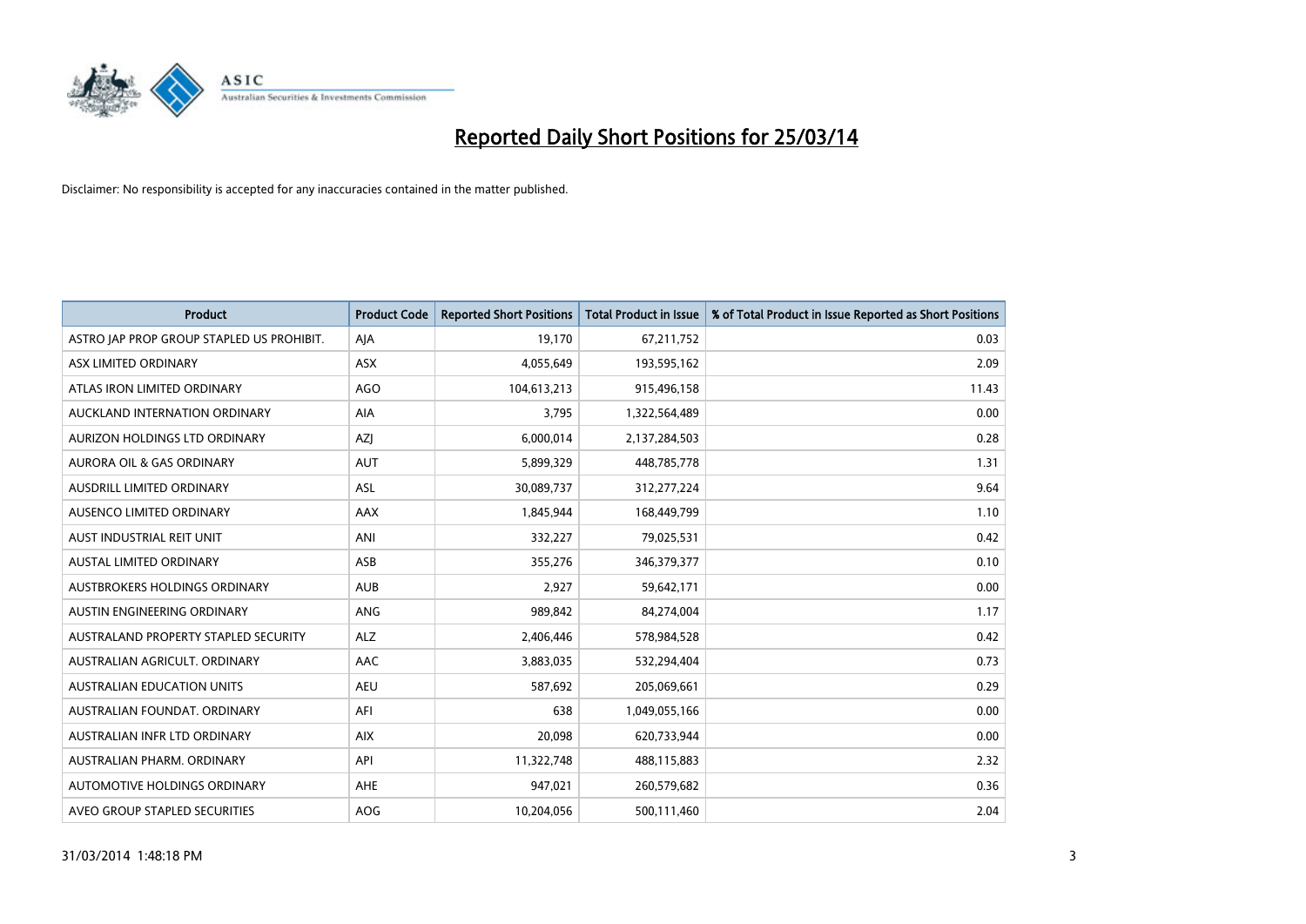# Reported Daily Short Positions for 25/03/14

Disclaimer: No responsibility is accepted for any inaccuracies contained in the matter published.

| Product | Product Code | Reported Short Positions | Total Product in Issue | % of Total Product in Issue Reported as Short Positions |
| --- | --- | --- | --- | --- |
| ASTRO JAP PROP GROUP STAPLED US PROHIBIT. | AJA | 19,170 | 67,211,752 | 0.03 |
| ASX LIMITED ORDINARY | ASX | 4,055,649 | 193,595,162 | 2.09 |
| ATLAS IRON LIMITED ORDINARY | AGO | 104,613,213 | 915,496,158 | 11.43 |
| AUCKLAND INTERNATION ORDINARY | AIA | 3,795 | 1,322,564,489 | 0.00 |
| AURIZON HOLDINGS LTD ORDINARY | AZJ | 6,000,014 | 2,137,284,503 | 0.28 |
| AURORA OIL & GAS ORDINARY | AUT | 5,899,329 | 448,785,778 | 1.31 |
| AUSDRILL LIMITED ORDINARY | ASL | 30,089,737 | 312,277,224 | 9.64 |
| AUSENCO LIMITED ORDINARY | AAX | 1,845,944 | 168,449,799 | 1.10 |
| AUST INDUSTRIAL REIT UNIT | ANI | 332,227 | 79,025,531 | 0.42 |
| AUSTAL LIMITED ORDINARY | ASB | 355,276 | 346,379,377 | 0.10 |
| AUSTBROKERS HOLDINGS ORDINARY | AUB | 2,927 | 59,642,171 | 0.00 |
| AUSTIN ENGINEERING ORDINARY | ANG | 989,842 | 84,274,004 | 1.17 |
| AUSTRALAND PROPERTY STAPLED SECURITY | ALZ | 2,406,446 | 578,984,528 | 0.42 |
| AUSTRALIAN AGRICULT. ORDINARY | AAC | 3,883,035 | 532,294,404 | 0.73 |
| AUSTRALIAN EDUCATION UNITS | AEU | 587,692 | 205,069,661 | 0.29 |
| AUSTRALIAN FOUNDAT. ORDINARY | AFI | 638 | 1,049,055,166 | 0.00 |
| AUSTRALIAN INFR LTD ORDINARY | AIX | 20,098 | 620,733,944 | 0.00 |
| AUSTRALIAN PHARM. ORDINARY | API | 11,322,748 | 488,115,883 | 2.32 |
| AUTOMOTIVE HOLDINGS ORDINARY | AHE | 947,021 | 260,579,682 | 0.36 |
| AVEO GROUP STAPLED SECURITIES | AOG | 10,204,056 | 500,111,460 | 2.04 |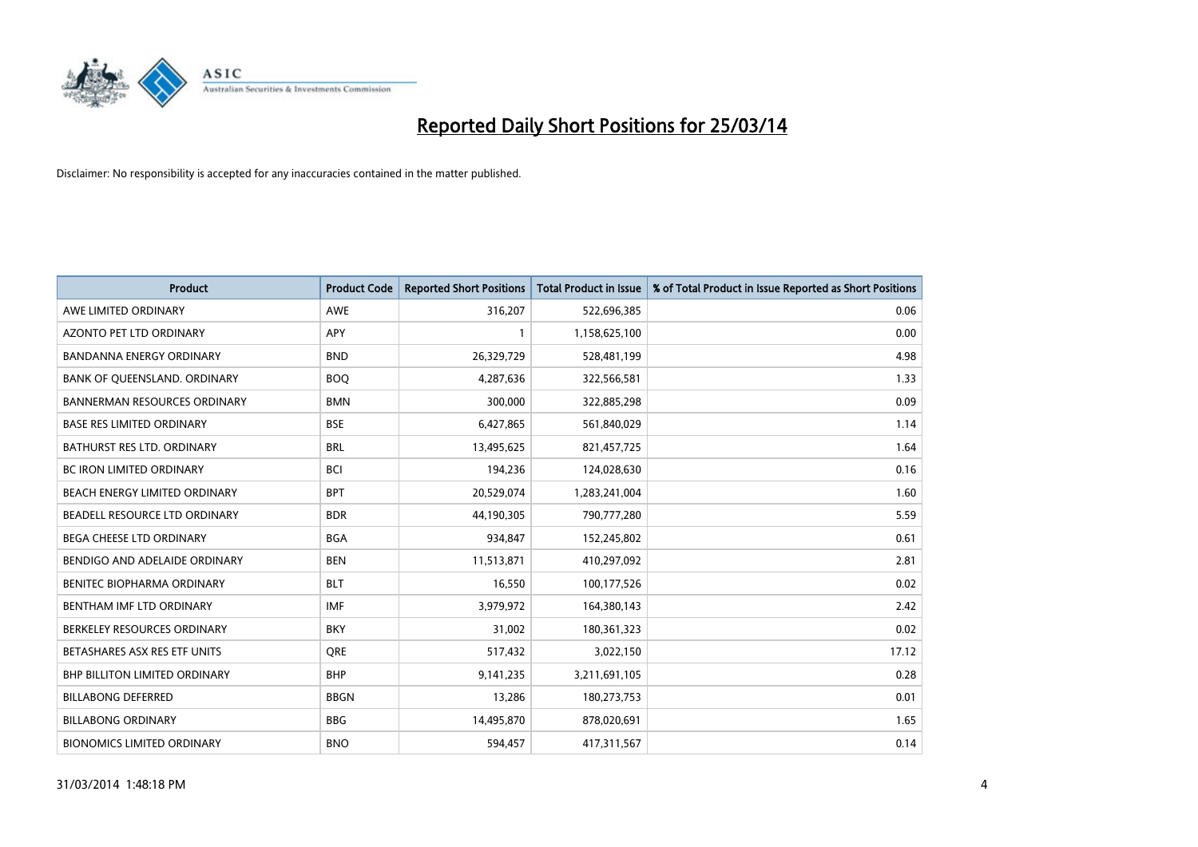# Reported Daily Short Positions for 25/03/14

Disclaimer: No responsibility is accepted for any inaccuracies contained in the matter published.

| Product | Product Code | Reported Short Positions | Total Product in Issue | % of Total Product in Issue Reported as Short Positions |
|---|---|---|---|---|
| AWE LIMITED ORDINARY | AWE | 316,207 | 522,696,385 | 0.06 |
| AZONTO PET LTD ORDINARY | APY | 1 | 1,158,625,100 | 0.00 |
| BANDANNA ENERGY ORDINARY | BND | 26,329,729 | 528,481,199 | 4.98 |
| BANK OF QUEENSLAND. ORDINARY | BOQ | 4,287,636 | 322,566,581 | 1.33 |
| BANNERMAN RESOURCES ORDINARY | BMN | 300,000 | 322,885,298 | 0.09 |
| BASE RES LIMITED ORDINARY | BSE | 6,427,865 | 561,840,029 | 1.14 |
| BATHURST RES LTD. ORDINARY | BRL | 13,495,625 | 821,457,725 | 1.64 |
| BC IRON LIMITED ORDINARY | BCI | 194,236 | 124,028,630 | 0.16 |
| BEACH ENERGY LIMITED ORDINARY | BPT | 20,529,074 | 1,283,241,004 | 1.60 |
| BEADELL RESOURCE LTD ORDINARY | BDR | 44,190,305 | 790,777,280 | 5.59 |
| BEGA CHEESE LTD ORDINARY | BGA | 934,847 | 152,245,802 | 0.61 |
| BENDIGO AND ADELAIDE ORDINARY | BEN | 11,513,871 | 410,297,092 | 2.81 |
| BENITEC BIOPHARMA ORDINARY | BLT | 16,550 | 100,177,526 | 0.02 |
| BENTHAM IMF LTD ORDINARY | IMF | 3,979,972 | 164,380,143 | 2.42 |
| BERKELEY RESOURCES ORDINARY | BKY | 31,002 | 180,361,323 | 0.02 |
| BETASHARES ASX RES ETF UNITS | QRE | 517,432 | 3,022,150 | 17.12 |
| BHP BILLITON LIMITED ORDINARY | BHP | 9,141,235 | 3,211,691,105 | 0.28 |
| BILLABONG DEFERRED | BBGN | 13,286 | 180,273,753 | 0.01 |
| BILLABONG ORDINARY | BBG | 14,495,870 | 878,020,691 | 1.65 |
| BIONOMICS LIMITED ORDINARY | BNO | 594,457 | 417,311,567 | 0.14 |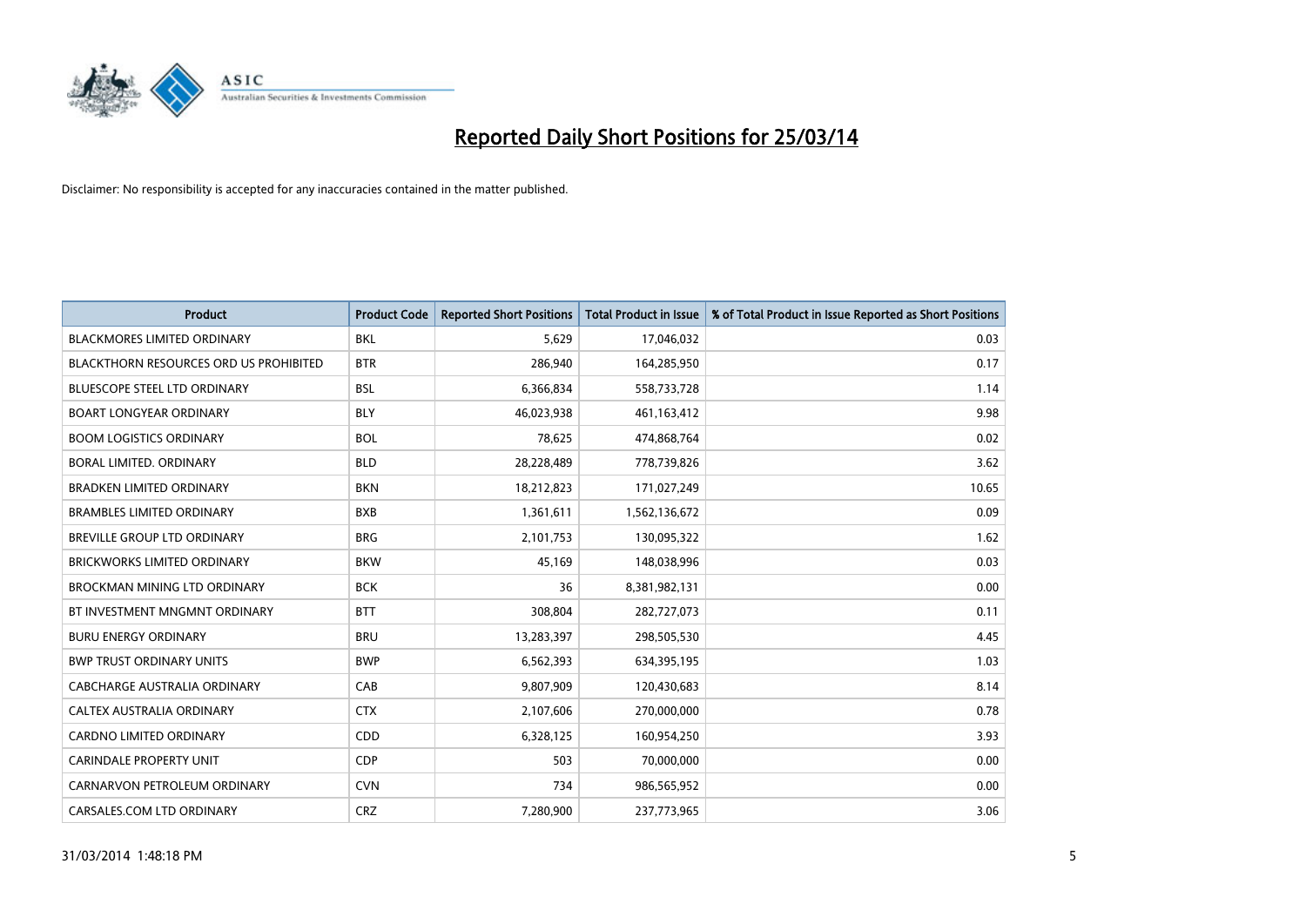# Reported Daily Short Positions for 25/03/14

Disclaimer: No responsibility is accepted for any inaccuracies contained in the matter published.

| Product | Product Code | Reported Short Positions | Total Product in Issue | % of Total Product in Issue Reported as Short Positions |
|---|---|---|---|---|
| BLACKMORES LIMITED ORDINARY | BKL | 5,629 | 17,046,032 | 0.03 |
| BLACKTHORN RESOURCES ORD US PROHIBITED | BTR | 286,940 | 164,285,950 | 0.17 |
| BLUESCOPE STEEL LTD ORDINARY | BSL | 6,366,834 | 558,733,728 | 1.14 |
| BOART LONGYEAR ORDINARY | BLY | 46,023,938 | 461,163,412 | 9.98 |
| BOOM LOGISTICS ORDINARY | BOL | 78,625 | 474,868,764 | 0.02 |
| BORAL LIMITED. ORDINARY | BLD | 28,228,489 | 778,739,826 | 3.62 |
| BRADKEN LIMITED ORDINARY | BKN | 18,212,823 | 171,027,249 | 10.65 |
| BRAMBLES LIMITED ORDINARY | BXB | 1,361,611 | 1,562,136,672 | 0.09 |
| BREVILLE GROUP LTD ORDINARY | BRG | 2,101,753 | 130,095,322 | 1.62 |
| BRICKWORKS LIMITED ORDINARY | BKW | 45,169 | 148,038,996 | 0.03 |
| BROCKMAN MINING LTD ORDINARY | BCK | 36 | 8,381,982,131 | 0.00 |
| BT INVESTMENT MNGMNT ORDINARY | BTT | 308,804 | 282,727,073 | 0.11 |
| BURU ENERGY ORDINARY | BRU | 13,283,397 | 298,505,530 | 4.45 |
| BWP TRUST ORDINARY UNITS | BWP | 6,562,393 | 634,395,195 | 1.03 |
| CABCHARGE AUSTRALIA ORDINARY | CAB | 9,807,909 | 120,430,683 | 8.14 |
| CALTEX AUSTRALIA ORDINARY | CTX | 2,107,606 | 270,000,000 | 0.78 |
| CARDNO LIMITED ORDINARY | CDD | 6,328,125 | 160,954,250 | 3.93 |
| CARINDALE PROPERTY UNIT | CDP | 503 | 70,000,000 | 0.00 |
| CARNARVON PETROLEUM ORDINARY | CVN | 734 | 986,565,952 | 0.00 |
| CARSALES.COM LTD ORDINARY | CRZ | 7,280,900 | 237,773,965 | 3.06 |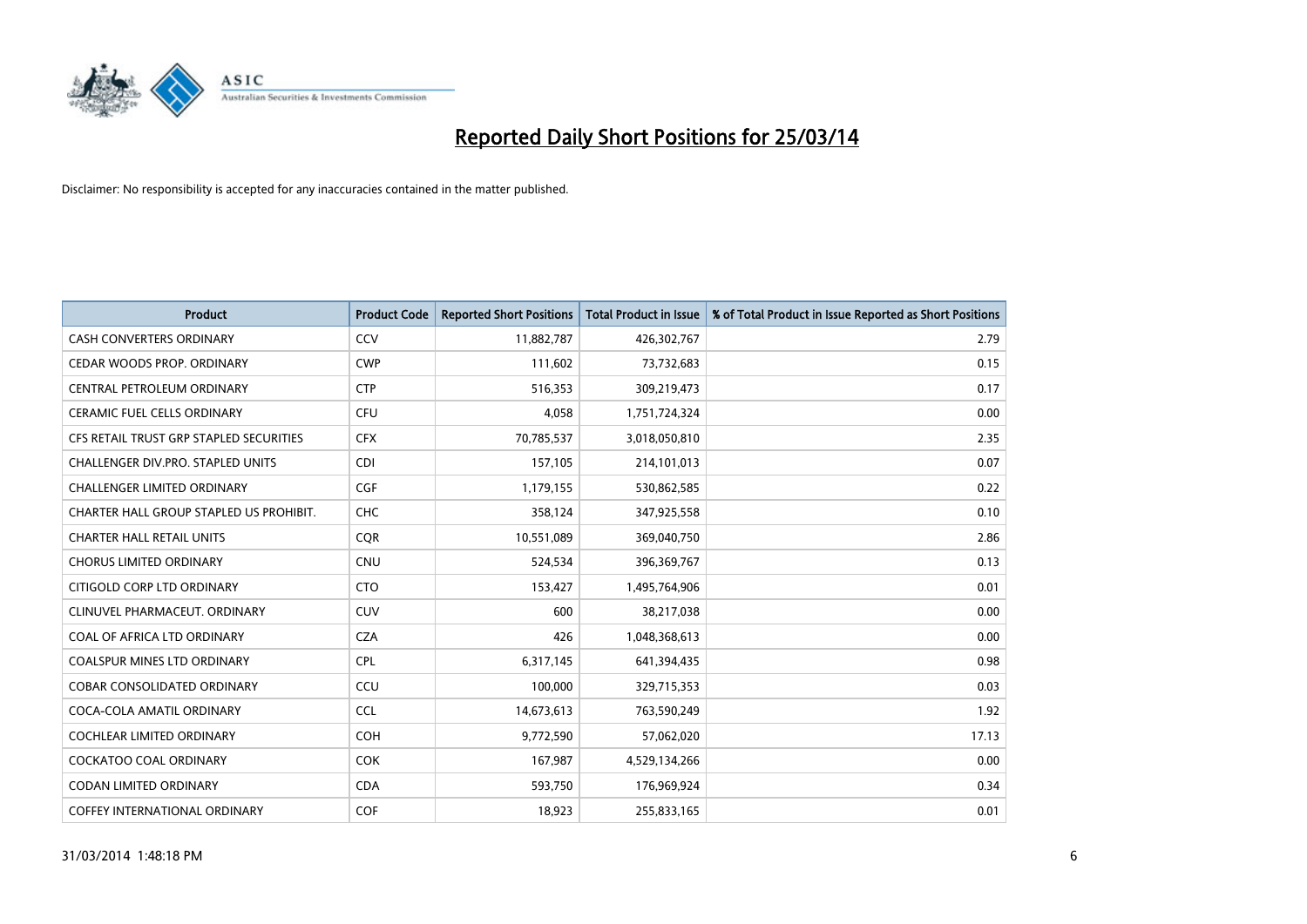# Reported Daily Short Positions for 25/03/14

Disclaimer: No responsibility is accepted for any inaccuracies contained in the matter published.

| Product | Product Code | Reported Short Positions | Total Product in Issue | % of Total Product in Issue Reported as Short Positions |
|---|---|---|---|---|
| CASH CONVERTERS ORDINARY | CCV | 11,882,787 | 426,302,767 | 2.79 |
| CEDAR WOODS PROP. ORDINARY | CWP | 111,602 | 73,732,683 | 0.15 |
| CENTRAL PETROLEUM ORDINARY | CTP | 516,353 | 309,219,473 | 0.17 |
| CERAMIC FUEL CELLS ORDINARY | CFU | 4,058 | 1,751,724,324 | 0.00 |
| CFS RETAIL TRUST GRP STAPLED SECURITIES | CFX | 70,785,537 | 3,018,050,810 | 2.35 |
| CHALLENGER DIV.PRO. STAPLED UNITS | CDI | 157,105 | 214,101,013 | 0.07 |
| CHALLENGER LIMITED ORDINARY | CGF | 1,179,155 | 530,862,585 | 0.22 |
| CHARTER HALL GROUP STAPLED US PROHIBIT. | CHC | 358,124 | 347,925,558 | 0.10 |
| CHARTER HALL RETAIL UNITS | CQR | 10,551,089 | 369,040,750 | 2.86 |
| CHORUS LIMITED ORDINARY | CNU | 524,534 | 396,369,767 | 0.13 |
| CITIGOLD CORP LTD ORDINARY | CTO | 153,427 | 1,495,764,906 | 0.01 |
| CLINUVEL PHARMACEUT. ORDINARY | CUV | 600 | 38,217,038 | 0.00 |
| COAL OF AFRICA LTD ORDINARY | CZA | 426 | 1,048,368,613 | 0.00 |
| COALSPUR MINES LTD ORDINARY | CPL | 6,317,145 | 641,394,435 | 0.98 |
| COBAR CONSOLIDATED ORDINARY | CCU | 100,000 | 329,715,353 | 0.03 |
| COCA-COLA AMATIL ORDINARY | CCL | 14,673,613 | 763,590,249 | 1.92 |
| COCHLEAR LIMITED ORDINARY | COH | 9,772,590 | 57,062,020 | 17.13 |
| COCKATOO COAL ORDINARY | COK | 167,987 | 4,529,134,266 | 0.00 |
| CODAN LIMITED ORDINARY | CDA | 593,750 | 176,969,924 | 0.34 |
| COFFEY INTERNATIONAL ORDINARY | COF | 18,923 | 255,833,165 | 0.01 |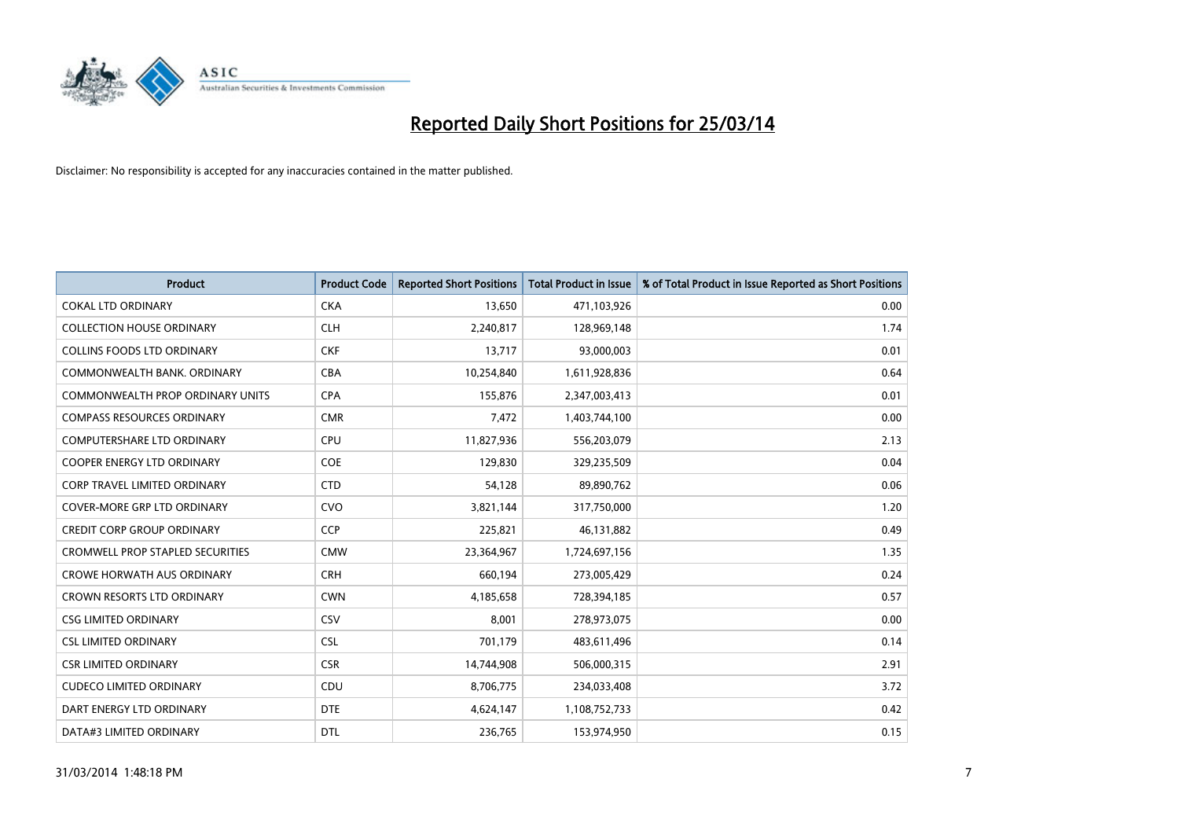# Reported Daily Short Positions for 25/03/14

Disclaimer: No responsibility is accepted for any inaccuracies contained in the matter published.

| Product | Product Code | Reported Short Positions | Total Product in Issue | % of Total Product in Issue Reported as Short Positions |
|---|---|---|---|---|
| COKAL LTD ORDINARY | CKA | 13,650 | 471,103,926 | 0.00 |
| COLLECTION HOUSE ORDINARY | CLH | 2,240,817 | 128,969,148 | 1.74 |
| COLLINS FOODS LTD ORDINARY | CKF | 13,717 | 93,000,003 | 0.01 |
| COMMONWEALTH BANK. ORDINARY | CBA | 10,254,840 | 1,611,928,836 | 0.64 |
| COMMONWEALTH PROP ORDINARY UNITS | CPA | 155,876 | 2,347,003,413 | 0.01 |
| COMPASS RESOURCES ORDINARY | CMR | 7,472 | 1,403,744,100 | 0.00 |
| COMPUTERSHARE LTD ORDINARY | CPU | 11,827,936 | 556,203,079 | 2.13 |
| COOPER ENERGY LTD ORDINARY | COE | 129,830 | 329,235,509 | 0.04 |
| CORP TRAVEL LIMITED ORDINARY | CTD | 54,128 | 89,890,762 | 0.06 |
| COVER-MORE GRP LTD ORDINARY | CVO | 3,821,144 | 317,750,000 | 1.20 |
| CREDIT CORP GROUP ORDINARY | CCP | 225,821 | 46,131,882 | 0.49 |
| CROMWELL PROP STAPLED SECURITIES | CMW | 23,364,967 | 1,724,697,156 | 1.35 |
| CROWE HORWATH AUS ORDINARY | CRH | 660,194 | 273,005,429 | 0.24 |
| CROWN RESORTS LTD ORDINARY | CWN | 4,185,658 | 728,394,185 | 0.57 |
| CSG LIMITED ORDINARY | CSV | 8,001 | 278,973,075 | 0.00 |
| CSL LIMITED ORDINARY | CSL | 701,179 | 483,611,496 | 0.14 |
| CSR LIMITED ORDINARY | CSR | 14,744,908 | 506,000,315 | 2.91 |
| CUDECO LIMITED ORDINARY | CDU | 8,706,775 | 234,033,408 | 3.72 |
| DART ENERGY LTD ORDINARY | DTE | 4,624,147 | 1,108,752,733 | 0.42 |
| DATA#3 LIMITED ORDINARY | DTL | 236,765 | 153,974,950 | 0.15 |

31/03/2014 1:48:18 PM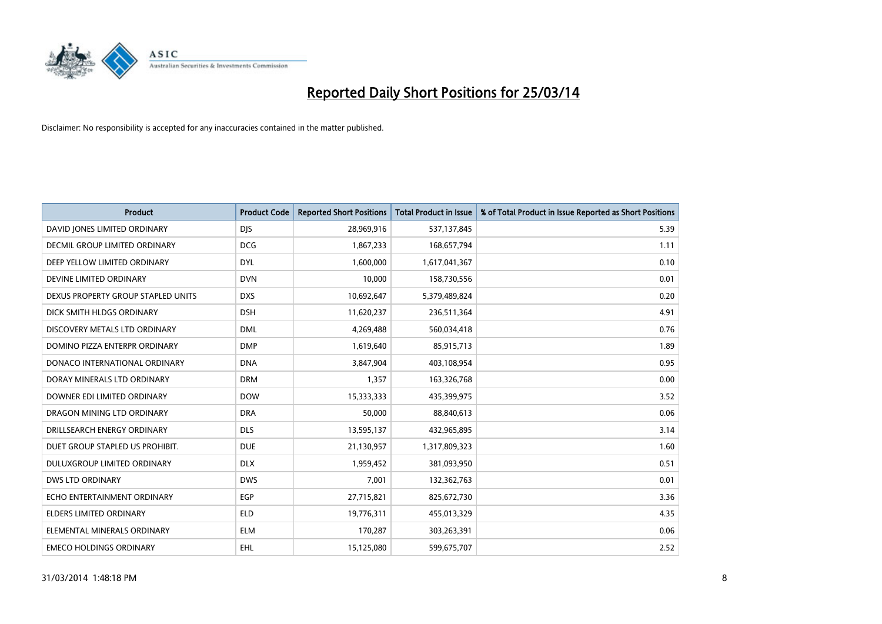# Reported Daily Short Positions for 25/03/14

Disclaimer: No responsibility is accepted for any inaccuracies contained in the matter published.

| Product | Product Code | Reported Short Positions | Total Product in Issue | % of Total Product in Issue Reported as Short Positions |
|---|---|---|---|---|
| DAVID JONES LIMITED ORDINARY | DJS | 28,969,916 | 537,137,845 | 5.39 |
| DECMIL GROUP LIMITED ORDINARY | DCG | 1,867,233 | 168,657,794 | 1.11 |
| DEEP YELLOW LIMITED ORDINARY | DYL | 1,600,000 | 1,617,041,367 | 0.10 |
| DEVINE LIMITED ORDINARY | DVN | 10,000 | 158,730,556 | 0.01 |
| DEXUS PROPERTY GROUP STAPLED UNITS | DXS | 10,692,647 | 5,379,489,824 | 0.20 |
| DICK SMITH HLDGS ORDINARY | DSH | 11,620,237 | 236,511,364 | 4.91 |
| DISCOVERY METALS LTD ORDINARY | DML | 4,269,488 | 560,034,418 | 0.76 |
| DOMINO PIZZA ENTERPR ORDINARY | DMP | 1,619,640 | 85,915,713 | 1.89 |
| DONACO INTERNATIONAL ORDINARY | DNA | 3,847,904 | 403,108,954 | 0.95 |
| DORAY MINERALS LTD ORDINARY | DRM | 1,357 | 163,326,768 | 0.00 |
| DOWNER EDI LIMITED ORDINARY | DOW | 15,333,333 | 435,399,975 | 3.52 |
| DRAGON MINING LTD ORDINARY | DRA | 50,000 | 88,840,613 | 0.06 |
| DRILLSEARCH ENERGY ORDINARY | DLS | 13,595,137 | 432,965,895 | 3.14 |
| DUET GROUP STAPLED US PROHIBIT. | DUE | 21,130,957 | 1,317,809,323 | 1.60 |
| DULUXGROUP LIMITED ORDINARY | DLX | 1,959,452 | 381,093,950 | 0.51 |
| DWS LTD ORDINARY | DWS | 7,001 | 132,362,763 | 0.01 |
| ECHO ENTERTAINMENT ORDINARY | EGP | 27,715,821 | 825,672,730 | 3.36 |
| ELDERS LIMITED ORDINARY | ELD | 19,776,311 | 455,013,329 | 4.35 |
| ELEMENTAL MINERALS ORDINARY | ELM | 170,287 | 303,263,391 | 0.06 |
| EMECO HOLDINGS ORDINARY | EHL | 15,125,080 | 599,675,707 | 2.52 |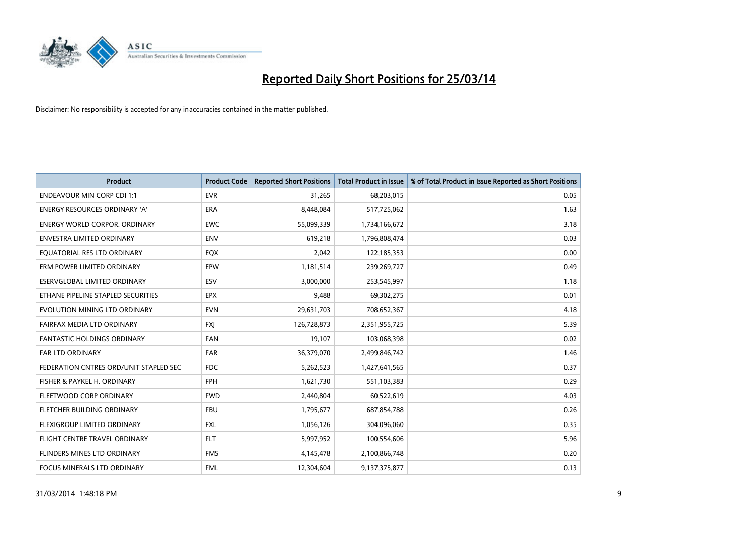# Reported Daily Short Positions for 25/03/14

Disclaimer: No responsibility is accepted for any inaccuracies contained in the matter published.

| Product | Product Code | Reported Short Positions | Total Product in Issue | % of Total Product in Issue Reported as Short Positions |
|---|---|---|---|---|
| ENDEAVOUR MIN CORP CDI 1:1 | EVR | 31,265 | 68,203,015 | 0.05 |
| ENERGY RESOURCES ORDINARY 'A' | ERA | 8,448,084 | 517,725,062 | 1.63 |
| ENERGY WORLD CORPOR. ORDINARY | EWC | 55,099,339 | 1,734,166,672 | 3.18 |
| ENVESTRA LIMITED ORDINARY | ENV | 619,218 | 1,796,808,474 | 0.03 |
| EQUATORIAL RES LTD ORDINARY | EQX | 2,042 | 122,185,353 | 0.00 |
| ERM POWER LIMITED ORDINARY | EPW | 1,181,514 | 239,269,727 | 0.49 |
| ESERVGLOBAL LIMITED ORDINARY | ESV | 3,000,000 | 253,545,997 | 1.18 |
| ETHANE PIPELINE STAPLED SECURITIES | EPX | 9,488 | 69,302,275 | 0.01 |
| EVOLUTION MINING LTD ORDINARY | EVN | 29,631,703 | 708,652,367 | 4.18 |
| FAIRFAX MEDIA LTD ORDINARY | FXJ | 126,728,873 | 2,351,955,725 | 5.39 |
| FANTASTIC HOLDINGS ORDINARY | FAN | 19,107 | 103,068,398 | 0.02 |
| FAR LTD ORDINARY | FAR | 36,379,070 | 2,499,846,742 | 1.46 |
| FEDERATION CNTRES ORD/UNIT STAPLED SEC | FDC | 5,262,523 | 1,427,641,565 | 0.37 |
| FISHER & PAYKEL H. ORDINARY | FPH | 1,621,730 | 551,103,383 | 0.29 |
| FLEETWOOD CORP ORDINARY | FWD | 2,440,804 | 60,522,619 | 4.03 |
| FLETCHER BUILDING ORDINARY | FBU | 1,795,677 | 687,854,788 | 0.26 |
| FLEXIGROUP LIMITED ORDINARY | FXL | 1,056,126 | 304,096,060 | 0.35 |
| FLIGHT CENTRE TRAVEL ORDINARY | FLT | 5,997,952 | 100,554,606 | 5.96 |
| FLINDERS MINES LTD ORDINARY | FMS | 4,145,478 | 2,100,866,748 | 0.20 |
| FOCUS MINERALS LTD ORDINARY | FML | 12,304,604 | 9,137,375,877 | 0.13 |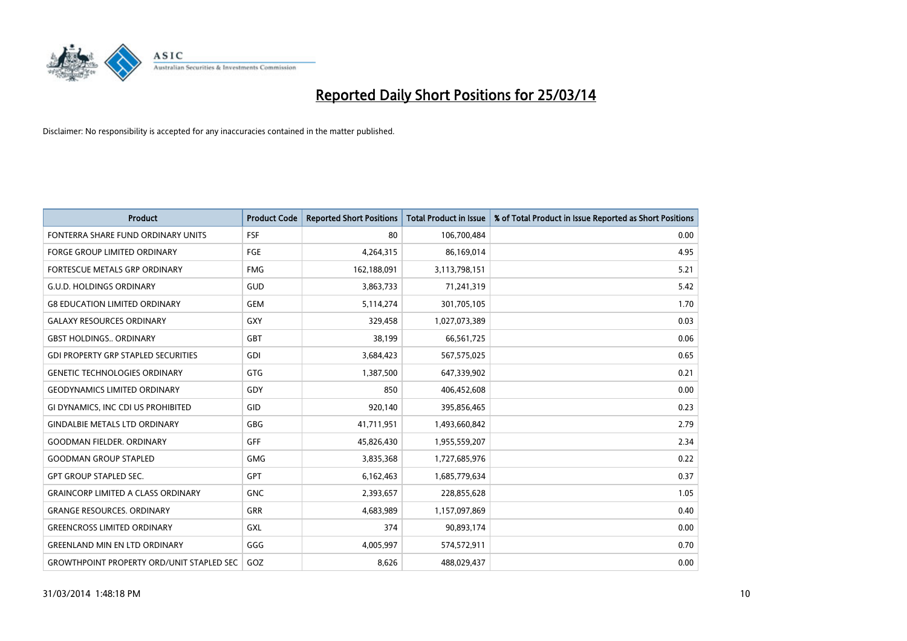# Reported Daily Short Positions for 25/03/14

Disclaimer: No responsibility is accepted for any inaccuracies contained in the matter published.

| Product | Product Code | Reported Short Positions | Total Product in Issue | % of Total Product in Issue Reported as Short Positions |
|---|---|---|---|---|
| FONTERRA SHARE FUND ORDINARY UNITS | FSF | 80 | 106,700,484 | 0.00 |
| FORGE GROUP LIMITED ORDINARY | FGE | 4,264,315 | 86,169,014 | 4.95 |
| FORTESCUE METALS GRP ORDINARY | FMG | 162,188,091 | 3,113,798,151 | 5.21 |
| G.U.D. HOLDINGS ORDINARY | GUD | 3,863,733 | 71,241,319 | 5.42 |
| G8 EDUCATION LIMITED ORDINARY | GEM | 5,114,274 | 301,705,105 | 1.70 |
| GALAXY RESOURCES ORDINARY | GXY | 329,458 | 1,027,073,389 | 0.03 |
| GBST HOLDINGS.. ORDINARY | GBT | 38,199 | 66,561,725 | 0.06 |
| GDI PROPERTY GRP STAPLED SECURITIES | GDI | 3,684,423 | 567,575,025 | 0.65 |
| GENETIC TECHNOLOGIES ORDINARY | GTG | 1,387,500 | 647,339,902 | 0.21 |
| GEODYNAMICS LIMITED ORDINARY | GDY | 850 | 406,452,608 | 0.00 |
| GI DYNAMICS, INC CDI US PROHIBITED | GID | 920,140 | 395,856,465 | 0.23 |
| GINDALBIE METALS LTD ORDINARY | GBG | 41,711,951 | 1,493,660,842 | 2.79 |
| GOODMAN FIELDER. ORDINARY | GFF | 45,826,430 | 1,955,559,207 | 2.34 |
| GOODMAN GROUP STAPLED | GMG | 3,835,368 | 1,727,685,976 | 0.22 |
| GPT GROUP STAPLED SEC. | GPT | 6,162,463 | 1,685,779,634 | 0.37 |
| GRAINCORP LIMITED A CLASS ORDINARY | GNC | 2,393,657 | 228,855,628 | 1.05 |
| GRANGE RESOURCES. ORDINARY | GRR | 4,683,989 | 1,157,097,869 | 0.40 |
| GREENCROSS LIMITED ORDINARY | GXL | 374 | 90,893,174 | 0.00 |
| GREENLAND MIN EN LTD ORDINARY | GGG | 4,005,997 | 574,572,911 | 0.70 |
| GROWTHPOINT PROPERTY ORD/UNIT STAPLED SEC | GOZ | 8,626 | 488,029,437 | 0.00 |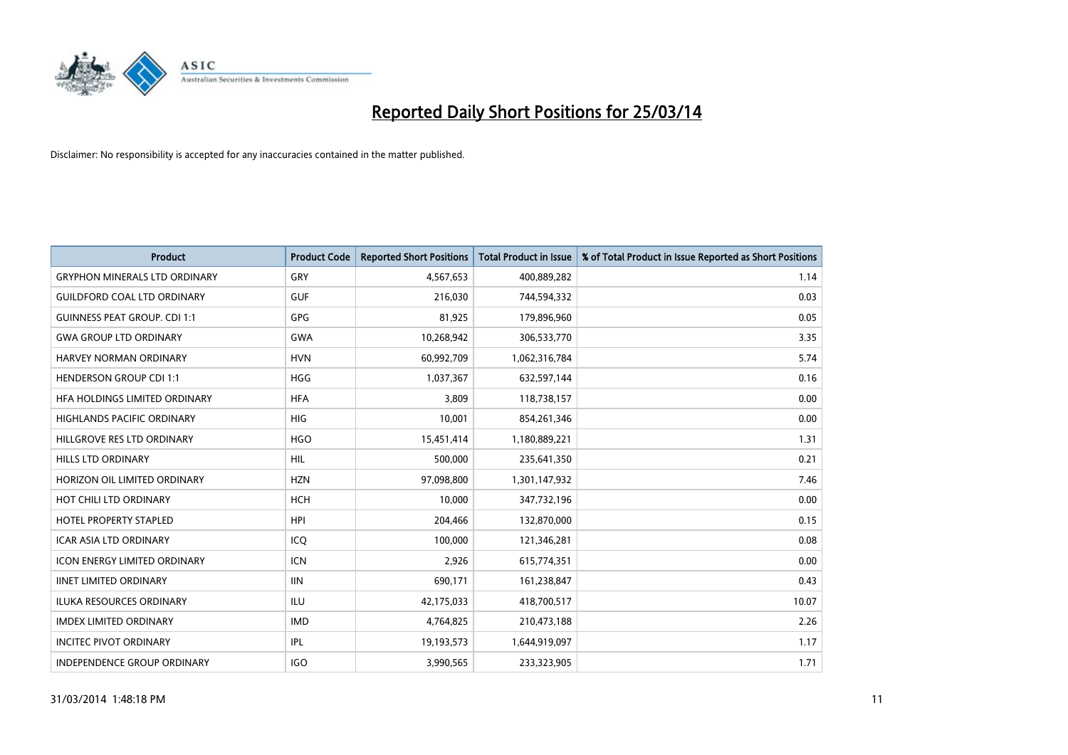# Reported Daily Short Positions for 25/03/14

Disclaimer: No responsibility is accepted for any inaccuracies contained in the matter published.

| Product | Product Code | Reported Short Positions | Total Product in Issue | % of Total Product in Issue Reported as Short Positions |
|---|---|---|---|---|
| GRYPHON MINERALS LTD ORDINARY | GRY | 4,567,653 | 400,889,282 | 1.14 |
| GUILDFORD COAL LTD ORDINARY | GUF | 216,030 | 744,594,332 | 0.03 |
| GUINNESS PEAT GROUP. CDI 1:1 | GPG | 81,925 | 179,896,960 | 0.05 |
| GWA GROUP LTD ORDINARY | GWA | 10,268,942 | 306,533,770 | 3.35 |
| HARVEY NORMAN ORDINARY | HVN | 60,992,709 | 1,062,316,784 | 5.74 |
| HENDERSON GROUP CDI 1:1 | HGG | 1,037,367 | 632,597,144 | 0.16 |
| HFA HOLDINGS LIMITED ORDINARY | HFA | 3,809 | 118,738,157 | 0.00 |
| HIGHLANDS PACIFIC ORDINARY | HIG | 10,001 | 854,261,346 | 0.00 |
| HILLGROVE RES LTD ORDINARY | HGO | 15,451,414 | 1,180,889,221 | 1.31 |
| HILLS LTD ORDINARY | HIL | 500,000 | 235,641,350 | 0.21 |
| HORIZON OIL LIMITED ORDINARY | HZN | 97,098,800 | 1,301,147,932 | 7.46 |
| HOT CHILI LTD ORDINARY | HCH | 10,000 | 347,732,196 | 0.00 |
| HOTEL PROPERTY STAPLED | HPI | 204,466 | 132,870,000 | 0.15 |
| ICAR ASIA LTD ORDINARY | ICQ | 100,000 | 121,346,281 | 0.08 |
| ICON ENERGY LIMITED ORDINARY | ICN | 2,926 | 615,774,351 | 0.00 |
| IINET LIMITED ORDINARY | IIN | 690,171 | 161,238,847 | 0.43 |
| ILUKA RESOURCES ORDINARY | ILU | 42,175,033 | 418,700,517 | 10.07 |
| IMDEX LIMITED ORDINARY | IMD | 4,764,825 | 210,473,188 | 2.26 |
| INCITEC PIVOT ORDINARY | IPL | 19,193,573 | 1,644,919,097 | 1.17 |
| INDEPENDENCE GROUP ORDINARY | IGO | 3,990,565 | 233,323,905 | 1.71 |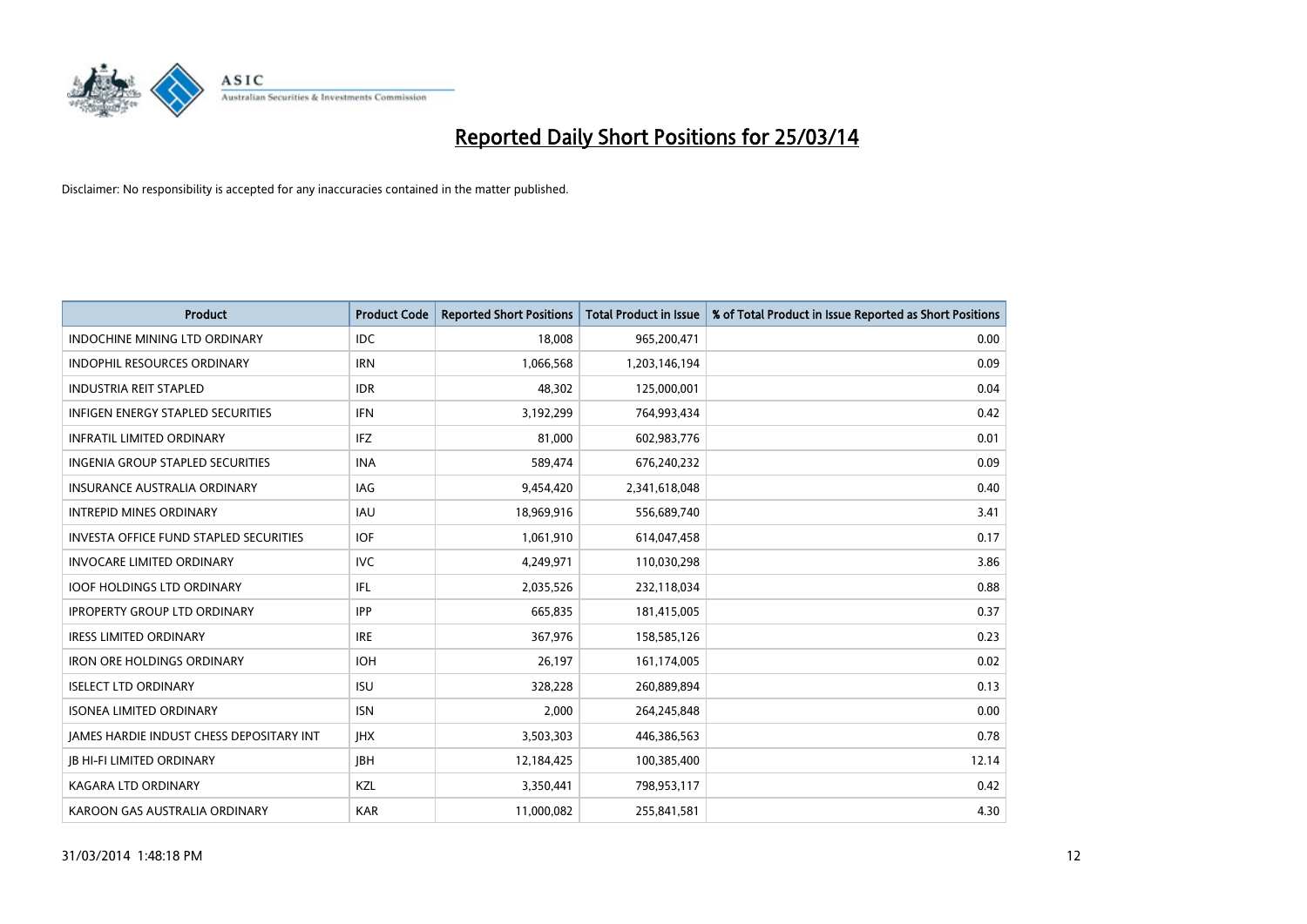# Reported Daily Short Positions for 25/03/14

Disclaimer: No responsibility is accepted for any inaccuracies contained in the matter published.

| Product | Product Code | Reported Short Positions | Total Product in Issue | % of Total Product in Issue Reported as Short Positions |
|---|---|---|---|---|
| INDOCHINE MINING LTD ORDINARY | IDC | 18,008 | 965,200,471 | 0.00 |
| INDOPHIL RESOURCES ORDINARY | IRN | 1,066,568 | 1,203,146,194 | 0.09 |
| INDUSTRIA REIT STAPLED | IDR | 48,302 | 125,000,001 | 0.04 |
| INFIGEN ENERGY STAPLED SECURITIES | IFN | 3,192,299 | 764,993,434 | 0.42 |
| INFRATIL LIMITED ORDINARY | IFZ | 81,000 | 602,983,776 | 0.01 |
| INGENIA GROUP STAPLED SECURITIES | INA | 589,474 | 676,240,232 | 0.09 |
| INSURANCE AUSTRALIA ORDINARY | IAG | 9,454,420 | 2,341,618,048 | 0.40 |
| INTREPID MINES ORDINARY | IAU | 18,969,916 | 556,689,740 | 3.41 |
| INVESTA OFFICE FUND STAPLED SECURITIES | IOF | 1,061,910 | 614,047,458 | 0.17 |
| INVOCARE LIMITED ORDINARY | IVC | 4,249,971 | 110,030,298 | 3.86 |
| IOOF HOLDINGS LTD ORDINARY | IFL | 2,035,526 | 232,118,034 | 0.88 |
| IPROPERTY GROUP LTD ORDINARY | IPP | 665,835 | 181,415,005 | 0.37 |
| IRESS LIMITED ORDINARY | IRE | 367,976 | 158,585,126 | 0.23 |
| IRON ORE HOLDINGS ORDINARY | IOH | 26,197 | 161,174,005 | 0.02 |
| ISELECT LTD ORDINARY | ISU | 328,228 | 260,889,894 | 0.13 |
| ISONEA LIMITED ORDINARY | ISN | 2,000 | 264,245,848 | 0.00 |
| JAMES HARDIE INDUST CHESS DEPOSITARY INT | JHX | 3,503,303 | 446,386,563 | 0.78 |
| JB HI-FI LIMITED ORDINARY | JBH | 12,184,425 | 100,385,400 | 12.14 |
| KAGARA LTD ORDINARY | KZL | 3,350,441 | 798,953,117 | 0.42 |
| KAROON GAS AUSTRALIA ORDINARY | KAR | 11,000,082 | 255,841,581 | 4.30 |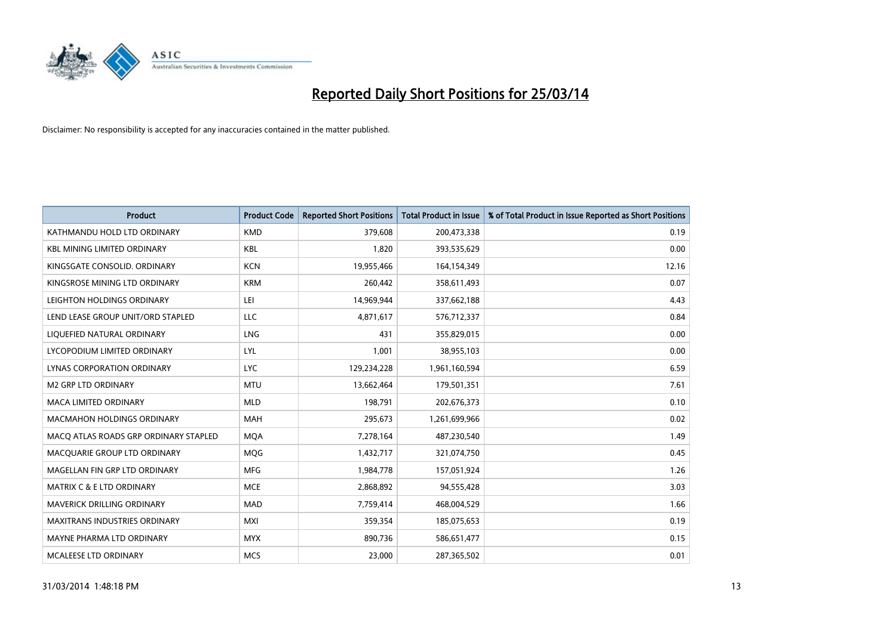# Reported Daily Short Positions for 25/03/14

Disclaimer: No responsibility is accepted for any inaccuracies contained in the matter published.

| Product | Product Code | Reported Short Positions | Total Product in Issue | % of Total Product in Issue Reported as Short Positions |
|---|---|---|---|---|
| KATHMANDU HOLD LTD ORDINARY | KMD | 379,608 | 200,473,338 | 0.19 |
| KBL MINING LIMITED ORDINARY | KBL | 1,820 | 393,535,629 | 0.00 |
| KINGSGATE CONSOLID. ORDINARY | KCN | 19,955,466 | 164,154,349 | 12.16 |
| KINGSROSE MINING LTD ORDINARY | KRM | 260,442 | 358,611,493 | 0.07 |
| LEIGHTON HOLDINGS ORDINARY | LEI | 14,969,944 | 337,662,188 | 4.43 |
| LEND LEASE GROUP UNIT/ORD STAPLED | LLC | 4,871,617 | 576,712,337 | 0.84 |
| LIQUEFIED NATURAL ORDINARY | LNG | 431 | 355,829,015 | 0.00 |
| LYCOPODIUM LIMITED ORDINARY | LYL | 1,001 | 38,955,103 | 0.00 |
| LYNAS CORPORATION ORDINARY | LYC | 129,234,228 | 1,961,160,594 | 6.59 |
| M2 GRP LTD ORDINARY | MTU | 13,662,464 | 179,501,351 | 7.61 |
| MACA LIMITED ORDINARY | MLD | 198,791 | 202,676,373 | 0.10 |
| MACMAHON HOLDINGS ORDINARY | MAH | 295,673 | 1,261,699,966 | 0.02 |
| MACQ ATLAS ROADS GRP ORDINARY STAPLED | MQA | 7,278,164 | 487,230,540 | 1.49 |
| MACQUARIE GROUP LTD ORDINARY | MQG | 1,432,717 | 321,074,750 | 0.45 |
| MAGELLAN FIN GRP LTD ORDINARY | MFG | 1,984,778 | 157,051,924 | 1.26 |
| MATRIX C & E LTD ORDINARY | MCE | 2,868,892 | 94,555,428 | 3.03 |
| MAVERICK DRILLING ORDINARY | MAD | 7,759,414 | 468,004,529 | 1.66 |
| MAXITRANS INDUSTRIES ORDINARY | MXI | 359,354 | 185,075,653 | 0.19 |
| MAYNE PHARMA LTD ORDINARY | MYX | 890,736 | 586,651,477 | 0.15 |
| MCALEESE LTD ORDINARY | MCS | 23,000 | 287,365,502 | 0.01 |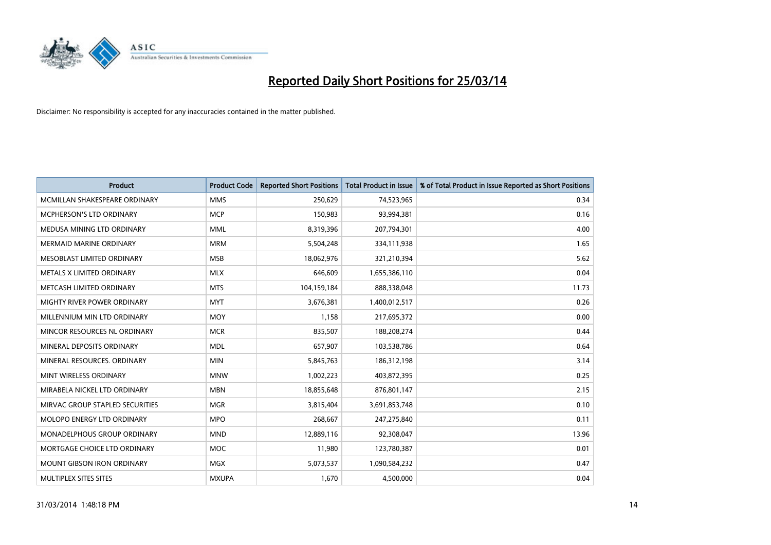# Reported Daily Short Positions for 25/03/14

Disclaimer: No responsibility is accepted for any inaccuracies contained in the matter published.

| Product | Product Code | Reported Short Positions | Total Product in Issue | % of Total Product in Issue Reported as Short Positions |
|---|---|---|---|---|
| MCMILLAN SHAKESPEARE ORDINARY | MMS | 250,629 | 74,523,965 | 0.34 |
| MCPHERSON'S LTD ORDINARY | MCP | 150,983 | 93,994,381 | 0.16 |
| MEDUSA MINING LTD ORDINARY | MML | 8,319,396 | 207,794,301 | 4.00 |
| MERMAID MARINE ORDINARY | MRM | 5,504,248 | 334,111,938 | 1.65 |
| MESOBLAST LIMITED ORDINARY | MSB | 18,062,976 | 321,210,394 | 5.62 |
| METALS X LIMITED ORDINARY | MLX | 646,609 | 1,655,386,110 | 0.04 |
| METCASH LIMITED ORDINARY | MTS | 104,159,184 | 888,338,048 | 11.73 |
| MIGHTY RIVER POWER ORDINARY | MYT | 3,676,381 | 1,400,012,517 | 0.26 |
| MILLENNIUM MIN LTD ORDINARY | MOY | 1,158 | 217,695,372 | 0.00 |
| MINCOR RESOURCES NL ORDINARY | MCR | 835,507 | 188,208,274 | 0.44 |
| MINERAL DEPOSITS ORDINARY | MDL | 657,907 | 103,538,786 | 0.64 |
| MINERAL RESOURCES. ORDINARY | MIN | 5,845,763 | 186,312,198 | 3.14 |
| MINT WIRELESS ORDINARY | MNW | 1,002,223 | 403,872,395 | 0.25 |
| MIRABELA NICKEL LTD ORDINARY | MBN | 18,855,648 | 876,801,147 | 2.15 |
| MIRVAC GROUP STAPLED SECURITIES | MGR | 3,815,404 | 3,691,853,748 | 0.10 |
| MOLOPO ENERGY LTD ORDINARY | MPO | 268,667 | 247,275,840 | 0.11 |
| MONADELPHOUS GROUP ORDINARY | MND | 12,889,116 | 92,308,047 | 13.96 |
| MORTGAGE CHOICE LTD ORDINARY | MOC | 11,980 | 123,780,387 | 0.01 |
| MOUNT GIBSON IRON ORDINARY | MGX | 5,073,537 | 1,090,584,232 | 0.47 |
| MULTIPLEX SITES SITES | MXUPA | 1,670 | 4,500,000 | 0.04 |

31/03/2014 1:48:18 PM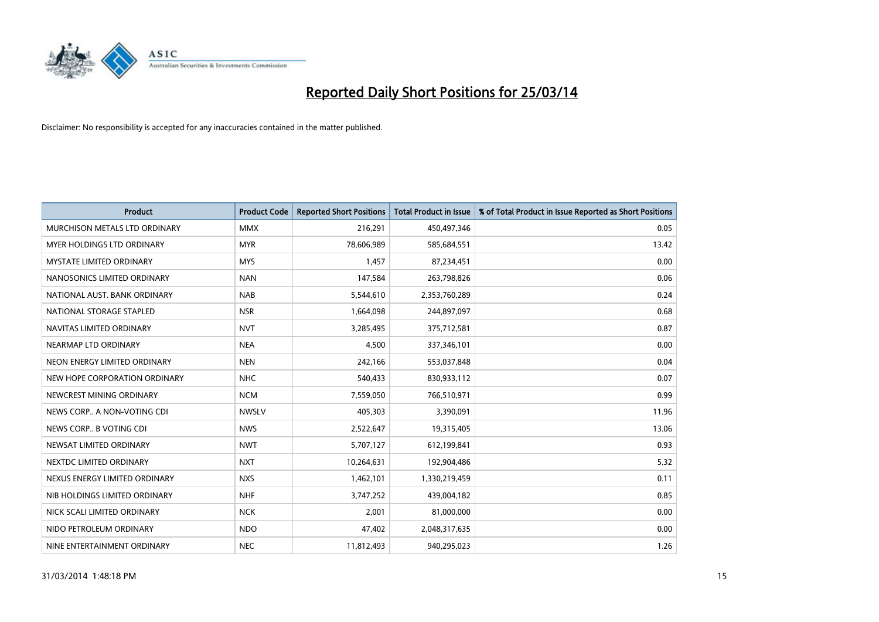# Reported Daily Short Positions for 25/03/14

Disclaimer: No responsibility is accepted for any inaccuracies contained in the matter published.

| Product | Product Code | Reported Short Positions | Total Product in Issue | % of Total Product in Issue Reported as Short Positions |
|---|---|---|---|---|
| MURCHISON METALS LTD ORDINARY | MMX | 216,291 | 450,497,346 | 0.05 |
| MYER HOLDINGS LTD ORDINARY | MYR | 78,606,989 | 585,684,551 | 13.42 |
| MYSTATE LIMITED ORDINARY | MYS | 1,457 | 87,234,451 | 0.00 |
| NANOSONICS LIMITED ORDINARY | NAN | 147,584 | 263,798,826 | 0.06 |
| NATIONAL AUST. BANK ORDINARY | NAB | 5,544,610 | 2,353,760,289 | 0.24 |
| NATIONAL STORAGE STAPLED | NSR | 1,664,098 | 244,897,097 | 0.68 |
| NAVITAS LIMITED ORDINARY | NVT | 3,285,495 | 375,712,581 | 0.87 |
| NEARMAP LTD ORDINARY | NEA | 4,500 | 337,346,101 | 0.00 |
| NEON ENERGY LIMITED ORDINARY | NEN | 242,166 | 553,037,848 | 0.04 |
| NEW HOPE CORPORATION ORDINARY | NHC | 540,433 | 830,933,112 | 0.07 |
| NEWCREST MINING ORDINARY | NCM | 7,559,050 | 766,510,971 | 0.99 |
| NEWS CORP.. A NON-VOTING CDI | NWSLV | 405,303 | 3,390,091 | 11.96 |
| NEWS CORP.. B VOTING CDI | NWS | 2,522,647 | 19,315,405 | 13.06 |
| NEWSAT LIMITED ORDINARY | NWT | 5,707,127 | 612,199,841 | 0.93 |
| NEXTDC LIMITED ORDINARY | NXT | 10,264,631 | 192,904,486 | 5.32 |
| NEXUS ENERGY LIMITED ORDINARY | NXS | 1,462,101 | 1,330,219,459 | 0.11 |
| NIB HOLDINGS LIMITED ORDINARY | NHF | 3,747,252 | 439,004,182 | 0.85 |
| NICK SCALI LIMITED ORDINARY | NCK | 2,001 | 81,000,000 | 0.00 |
| NIDO PETROLEUM ORDINARY | NDO | 47,402 | 2,048,317,635 | 0.00 |
| NINE ENTERTAINMENT ORDINARY | NEC | 11,812,493 | 940,295,023 | 1.26 |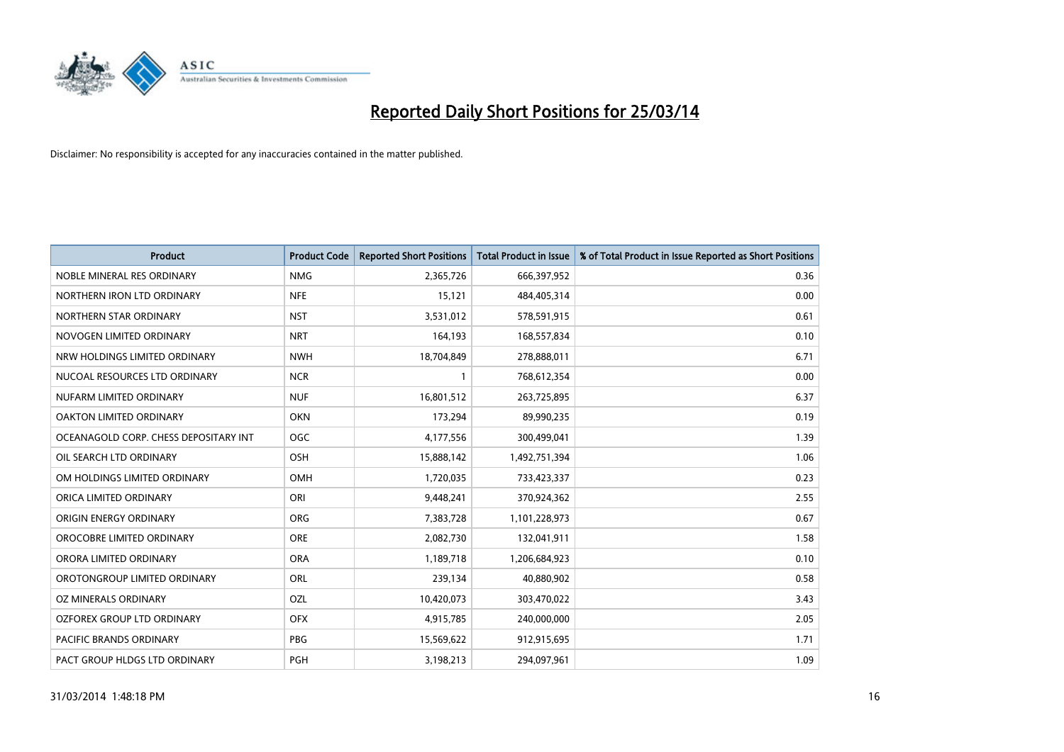# Reported Daily Short Positions for 25/03/14

Disclaimer: No responsibility is accepted for any inaccuracies contained in the matter published.

| Product | Product Code | Reported Short Positions | Total Product in Issue | % of Total Product in Issue Reported as Short Positions |
|---|---|---|---|---|
| NOBLE MINERAL RES ORDINARY | NMG | 2,365,726 | 666,397,952 | 0.36 |
| NORTHERN IRON LTD ORDINARY | NFE | 15,121 | 484,405,314 | 0.00 |
| NORTHERN STAR ORDINARY | NST | 3,531,012 | 578,591,915 | 0.61 |
| NOVOGEN LIMITED ORDINARY | NRT | 164,193 | 168,557,834 | 0.10 |
| NRW HOLDINGS LIMITED ORDINARY | NWH | 18,704,849 | 278,888,011 | 6.71 |
| NUCOAL RESOURCES LTD ORDINARY | NCR | 1 | 768,612,354 | 0.00 |
| NUFARM LIMITED ORDINARY | NUF | 16,801,512 | 263,725,895 | 6.37 |
| OAKTON LIMITED ORDINARY | OKN | 173,294 | 89,990,235 | 0.19 |
| OCEANAGOLD CORP. CHESS DEPOSITARY INT | OGC | 4,177,556 | 300,499,041 | 1.39 |
| OIL SEARCH LTD ORDINARY | OSH | 15,888,142 | 1,492,751,394 | 1.06 |
| OM HOLDINGS LIMITED ORDINARY | OMH | 1,720,035 | 733,423,337 | 0.23 |
| ORICA LIMITED ORDINARY | ORI | 9,448,241 | 370,924,362 | 2.55 |
| ORIGIN ENERGY ORDINARY | ORG | 7,383,728 | 1,101,228,973 | 0.67 |
| OROCOBRE LIMITED ORDINARY | ORE | 2,082,730 | 132,041,911 | 1.58 |
| ORORA LIMITED ORDINARY | ORA | 1,189,718 | 1,206,684,923 | 0.10 |
| OROTONGROUP LIMITED ORDINARY | ORL | 239,134 | 40,880,902 | 0.58 |
| OZ MINERALS ORDINARY | OZL | 10,420,073 | 303,470,022 | 3.43 |
| OZFOREX GROUP LTD ORDINARY | OFX | 4,915,785 | 240,000,000 | 2.05 |
| PACIFIC BRANDS ORDINARY | PBG | 15,569,622 | 912,915,695 | 1.71 |
| PACT GROUP HLDGS LTD ORDINARY | PGH | 3,198,213 | 294,097,961 | 1.09 |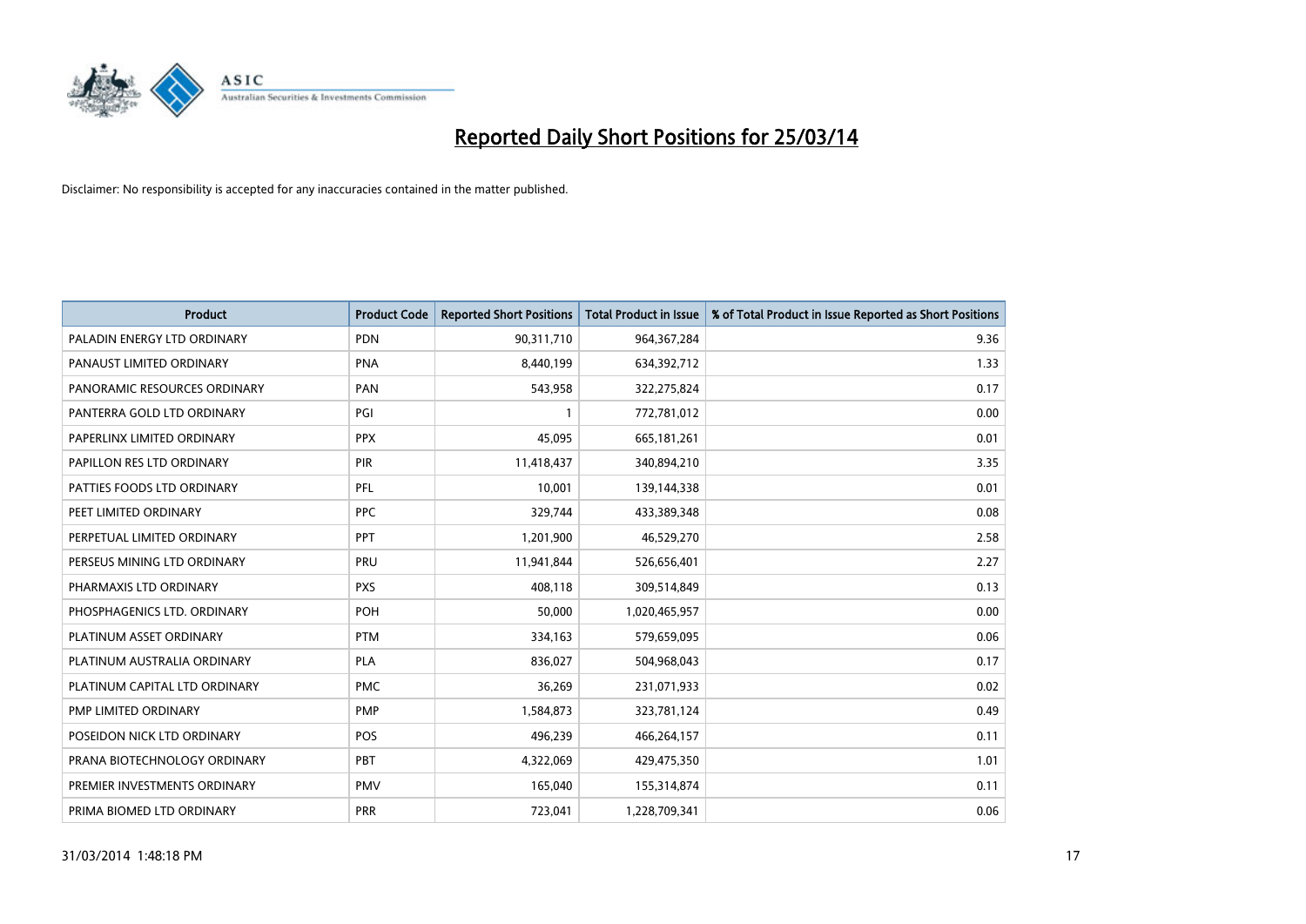# Reported Daily Short Positions for 25/03/14

Disclaimer: No responsibility is accepted for any inaccuracies contained in the matter published.

| Product | Product Code | Reported Short Positions | Total Product in Issue | % of Total Product in Issue Reported as Short Positions |
|---|---|---|---|---|
| PALADIN ENERGY LTD ORDINARY | PDN | 90,311,710 | 964,367,284 | 9.36 |
| PANAUST LIMITED ORDINARY | PNA | 8,440,199 | 634,392,712 | 1.33 |
| PANORAMIC RESOURCES ORDINARY | PAN | 543,958 | 322,275,824 | 0.17 |
| PANTERRA GOLD LTD ORDINARY | PGI | 1 | 772,781,012 | 0.00 |
| PAPERLINX LIMITED ORDINARY | PPX | 45,095 | 665,181,261 | 0.01 |
| PAPILLON RES LTD ORDINARY | PIR | 11,418,437 | 340,894,210 | 3.35 |
| PATTIES FOODS LTD ORDINARY | PFL | 10,001 | 139,144,338 | 0.01 |
| PEET LIMITED ORDINARY | PPC | 329,744 | 433,389,348 | 0.08 |
| PERPETUAL LIMITED ORDINARY | PPT | 1,201,900 | 46,529,270 | 2.58 |
| PERSEUS MINING LTD ORDINARY | PRU | 11,941,844 | 526,656,401 | 2.27 |
| PHARMAXIS LTD ORDINARY | PXS | 408,118 | 309,514,849 | 0.13 |
| PHOSPHAGENICS LTD. ORDINARY | POH | 50,000 | 1,020,465,957 | 0.00 |
| PLATINUM ASSET ORDINARY | PTM | 334,163 | 579,659,095 | 0.06 |
| PLATINUM AUSTRALIA ORDINARY | PLA | 836,027 | 504,968,043 | 0.17 |
| PLATINUM CAPITAL LTD ORDINARY | PMC | 36,269 | 231,071,933 | 0.02 |
| PMP LIMITED ORDINARY | PMP | 1,584,873 | 323,781,124 | 0.49 |
| POSEIDON NICK LTD ORDINARY | POS | 496,239 | 466,264,157 | 0.11 |
| PRANA BIOTECHNOLOGY ORDINARY | PBT | 4,322,069 | 429,475,350 | 1.01 |
| PREMIER INVESTMENTS ORDINARY | PMV | 165,040 | 155,314,874 | 0.11 |
| PRIMA BIOMED LTD ORDINARY | PRR | 723,041 | 1,228,709,341 | 0.06 |

31/03/2014 1:48:18 PM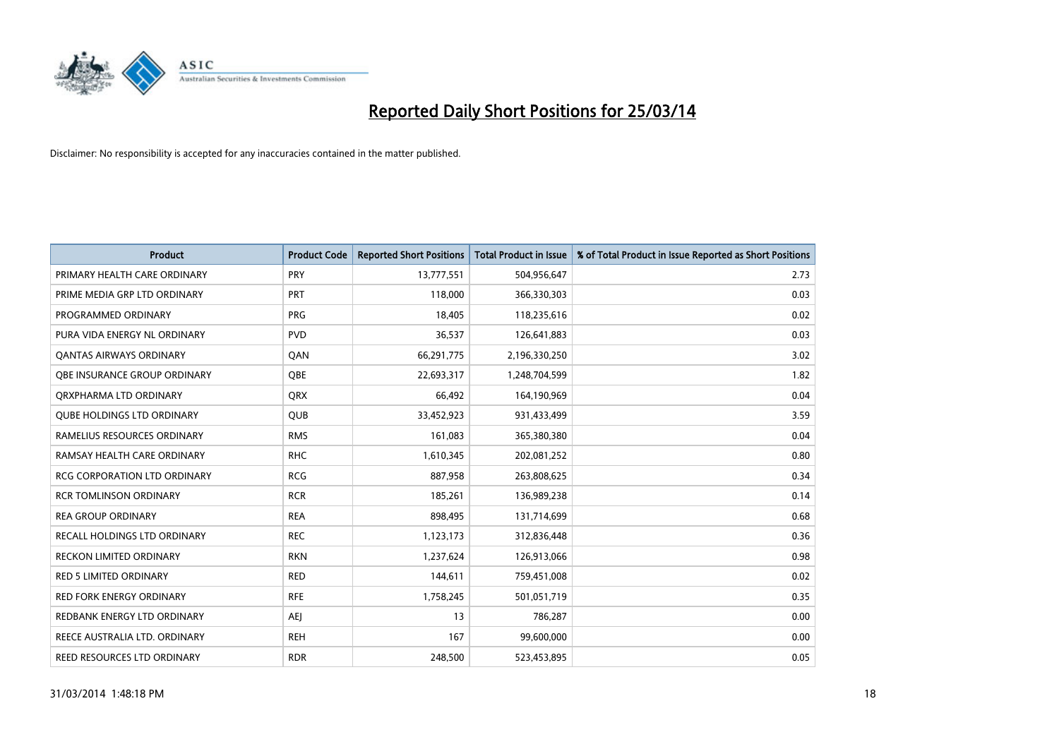# Reported Daily Short Positions for 25/03/14

Disclaimer: No responsibility is accepted for any inaccuracies contained in the matter published.

| Product | Product Code | Reported Short Positions | Total Product in Issue | % of Total Product in Issue Reported as Short Positions |
|---|---|---|---|---|
| PRIMARY HEALTH CARE ORDINARY | PRY | 13,777,551 | 504,956,647 | 2.73 |
| PRIME MEDIA GRP LTD ORDINARY | PRT | 118,000 | 366,330,303 | 0.03 |
| PROGRAMMED ORDINARY | PRG | 18,405 | 118,235,616 | 0.02 |
| PURA VIDA ENERGY NL ORDINARY | PVD | 36,537 | 126,641,883 | 0.03 |
| QANTAS AIRWAYS ORDINARY | QAN | 66,291,775 | 2,196,330,250 | 3.02 |
| QBE INSURANCE GROUP ORDINARY | QBE | 22,693,317 | 1,248,704,599 | 1.82 |
| QRXPHARMA LTD ORDINARY | QRX | 66,492 | 164,190,969 | 0.04 |
| QUBE HOLDINGS LTD ORDINARY | QUB | 33,452,923 | 931,433,499 | 3.59 |
| RAMELIUS RESOURCES ORDINARY | RMS | 161,083 | 365,380,380 | 0.04 |
| RAMSAY HEALTH CARE ORDINARY | RHC | 1,610,345 | 202,081,252 | 0.80 |
| RCG CORPORATION LTD ORDINARY | RCG | 887,958 | 263,808,625 | 0.34 |
| RCR TOMLINSON ORDINARY | RCR | 185,261 | 136,989,238 | 0.14 |
| REA GROUP ORDINARY | REA | 898,495 | 131,714,699 | 0.68 |
| RECALL HOLDINGS LTD ORDINARY | REC | 1,123,173 | 312,836,448 | 0.36 |
| RECKON LIMITED ORDINARY | RKN | 1,237,624 | 126,913,066 | 0.98 |
| RED 5 LIMITED ORDINARY | RED | 144,611 | 759,451,008 | 0.02 |
| RED FORK ENERGY ORDINARY | RFE | 1,758,245 | 501,051,719 | 0.35 |
| REDBANK ENERGY LTD ORDINARY | AEJ | 13 | 786,287 | 0.00 |
| REECE AUSTRALIA LTD. ORDINARY | REH | 167 | 99,600,000 | 0.00 |
| REED RESOURCES LTD ORDINARY | RDR | 248,500 | 523,453,895 | 0.05 |

31/03/2014 1:48:18 PM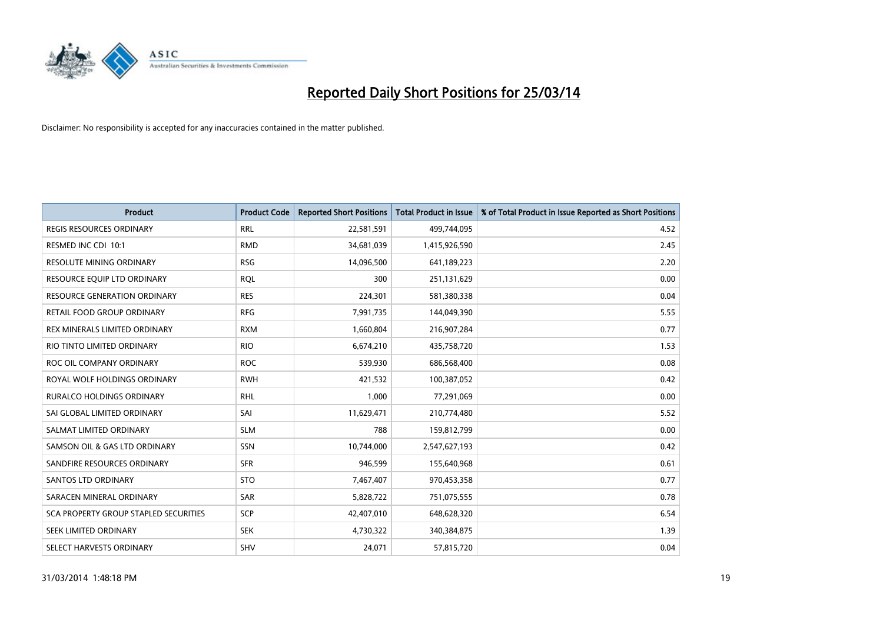# Reported Daily Short Positions for 25/03/14

Disclaimer: No responsibility is accepted for any inaccuracies contained in the matter published.

| Product | Product Code | Reported Short Positions | Total Product in Issue | % of Total Product in Issue Reported as Short Positions |
|---|---|---|---|---|
| REGIS RESOURCES ORDINARY | RRL | 22,581,591 | 499,744,095 | 4.52 |
| RESMED INC CDI 10:1 | RMD | 34,681,039 | 1,415,926,590 | 2.45 |
| RESOLUTE MINING ORDINARY | RSG | 14,096,500 | 641,189,223 | 2.20 |
| RESOURCE EQUIP LTD ORDINARY | RQL | 300 | 251,131,629 | 0.00 |
| RESOURCE GENERATION ORDINARY | RES | 224,301 | 581,380,338 | 0.04 |
| RETAIL FOOD GROUP ORDINARY | RFG | 7,991,735 | 144,049,390 | 5.55 |
| REX MINERALS LIMITED ORDINARY | RXM | 1,660,804 | 216,907,284 | 0.77 |
| RIO TINTO LIMITED ORDINARY | RIO | 6,674,210 | 435,758,720 | 1.53 |
| ROC OIL COMPANY ORDINARY | ROC | 539,930 | 686,568,400 | 0.08 |
| ROYAL WOLF HOLDINGS ORDINARY | RWH | 421,532 | 100,387,052 | 0.42 |
| RURALCO HOLDINGS ORDINARY | RHL | 1,000 | 77,291,069 | 0.00 |
| SAI GLOBAL LIMITED ORDINARY | SAI | 11,629,471 | 210,774,480 | 5.52 |
| SALMAT LIMITED ORDINARY | SLM | 788 | 159,812,799 | 0.00 |
| SAMSON OIL & GAS LTD ORDINARY | SSN | 10,744,000 | 2,547,627,193 | 0.42 |
| SANDFIRE RESOURCES ORDINARY | SFR | 946,599 | 155,640,968 | 0.61 |
| SANTOS LTD ORDINARY | STO | 7,467,407 | 970,453,358 | 0.77 |
| SARACEN MINERAL ORDINARY | SAR | 5,828,722 | 751,075,555 | 0.78 |
| SCA PROPERTY GROUP STAPLED SECURITIES | SCP | 42,407,010 | 648,628,320 | 6.54 |
| SEEK LIMITED ORDINARY | SEK | 4,730,322 | 340,384,875 | 1.39 |
| SELECT HARVESTS ORDINARY | SHV | 24,071 | 57,815,720 | 0.04 |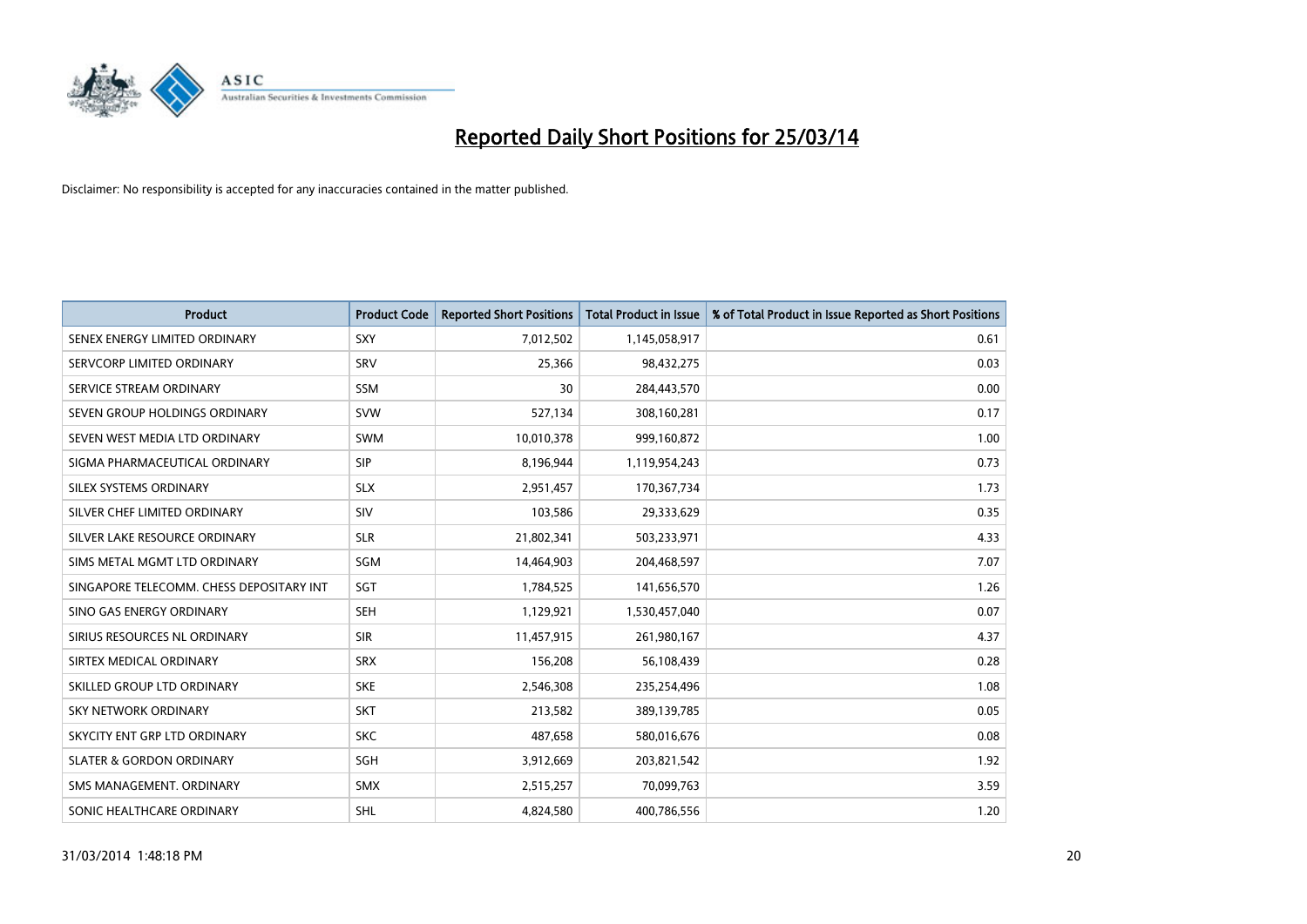# Reported Daily Short Positions for 25/03/14

Disclaimer: No responsibility is accepted for any inaccuracies contained in the matter published.

| Product | Product Code | Reported Short Positions | Total Product in Issue | % of Total Product in Issue Reported as Short Positions |
|---|---|---|---|---|
| SENEX ENERGY LIMITED ORDINARY | SXY | 7,012,502 | 1,145,058,917 | 0.61 |
| SERVCORP LIMITED ORDINARY | SRV | 25,366 | 98,432,275 | 0.03 |
| SERVICE STREAM ORDINARY | SSM | 30 | 284,443,570 | 0.00 |
| SEVEN GROUP HOLDINGS ORDINARY | SVW | 527,134 | 308,160,281 | 0.17 |
| SEVEN WEST MEDIA LTD ORDINARY | SWM | 10,010,378 | 999,160,872 | 1.00 |
| SIGMA PHARMACEUTICAL ORDINARY | SIP | 8,196,944 | 1,119,954,243 | 0.73 |
| SILEX SYSTEMS ORDINARY | SLX | 2,951,457 | 170,367,734 | 1.73 |
| SILVER CHEF LIMITED ORDINARY | SIV | 103,586 | 29,333,629 | 0.35 |
| SILVER LAKE RESOURCE ORDINARY | SLR | 21,802,341 | 503,233,971 | 4.33 |
| SIMS METAL MGMT LTD ORDINARY | SGM | 14,464,903 | 204,468,597 | 7.07 |
| SINGAPORE TELECOMM. CHESS DEPOSITARY INT | SGT | 1,784,525 | 141,656,570 | 1.26 |
| SINO GAS ENERGY ORDINARY | SEH | 1,129,921 | 1,530,457,040 | 0.07 |
| SIRIUS RESOURCES NL ORDINARY | SIR | 11,457,915 | 261,980,167 | 4.37 |
| SIRTEX MEDICAL ORDINARY | SRX | 156,208 | 56,108,439 | 0.28 |
| SKILLED GROUP LTD ORDINARY | SKE | 2,546,308 | 235,254,496 | 1.08 |
| SKY NETWORK ORDINARY | SKT | 213,582 | 389,139,785 | 0.05 |
| SKYCITY ENT GRP LTD ORDINARY | SKC | 487,658 | 580,016,676 | 0.08 |
| SLATER & GORDON ORDINARY | SGH | 3,912,669 | 203,821,542 | 1.92 |
| SMS MANAGEMENT. ORDINARY | SMX | 2,515,257 | 70,099,763 | 3.59 |
| SONIC HEALTHCARE ORDINARY | SHL | 4,824,580 | 400,786,556 | 1.20 |

31/03/2014 1:48:18 PM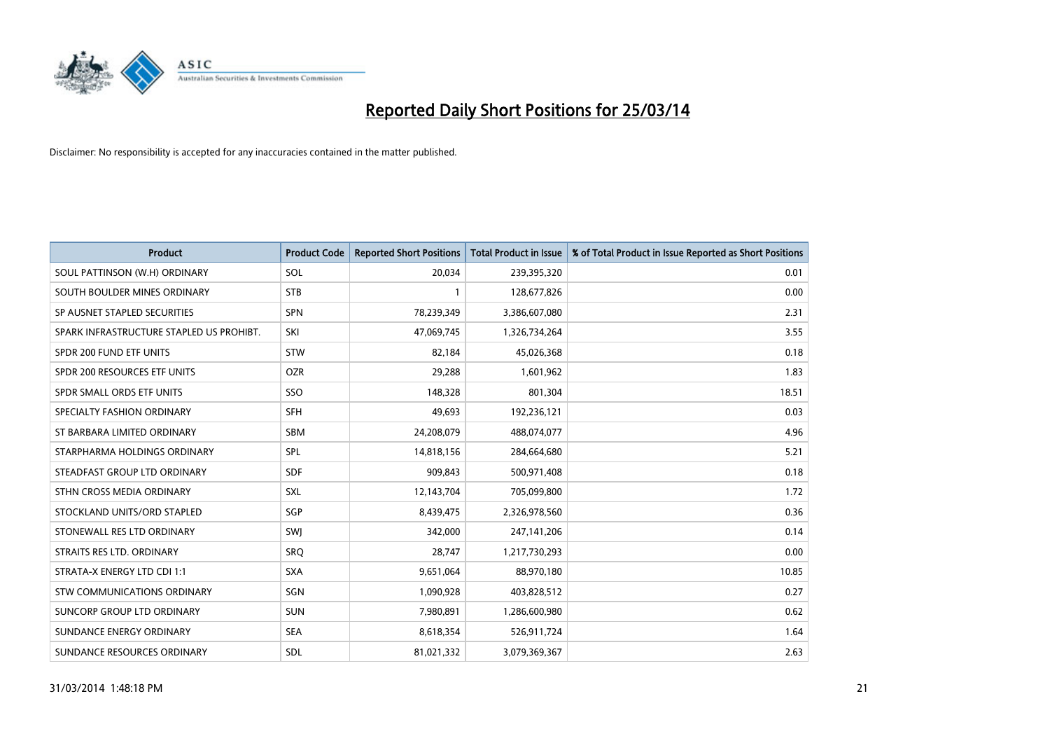# Reported Daily Short Positions for 25/03/14

Disclaimer: No responsibility is accepted for any inaccuracies contained in the matter published.

| Product | Product Code | Reported Short Positions | Total Product in Issue | % of Total Product in Issue Reported as Short Positions |
|---|---|---|---|---|
| SOUL PATTINSON (W.H) ORDINARY | SOL | 20,034 | 239,395,320 | 0.01 |
| SOUTH BOULDER MINES ORDINARY | STB | 1 | 128,677,826 | 0.00 |
| SP AUSNET STAPLED SECURITIES | SPN | 78,239,349 | 3,386,607,080 | 2.31 |
| SPARK INFRASTRUCTURE STAPLED US PROHIBT. | SKI | 47,069,745 | 1,326,734,264 | 3.55 |
| SPDR 200 FUND ETF UNITS | STW | 82,184 | 45,026,368 | 0.18 |
| SPDR 200 RESOURCES ETF UNITS | OZR | 29,288 | 1,601,962 | 1.83 |
| SPDR SMALL ORDS ETF UNITS | SSO | 148,328 | 801,304 | 18.51 |
| SPECIALTY FASHION ORDINARY | SFH | 49,693 | 192,236,121 | 0.03 |
| ST BARBARA LIMITED ORDINARY | SBM | 24,208,079 | 488,074,077 | 4.96 |
| STARPHARMA HOLDINGS ORDINARY | SPL | 14,818,156 | 284,664,680 | 5.21 |
| STEADFAST GROUP LTD ORDINARY | SDF | 909,843 | 500,971,408 | 0.18 |
| STHN CROSS MEDIA ORDINARY | SXL | 12,143,704 | 705,099,800 | 1.72 |
| STOCKLAND UNITS/ORD STAPLED | SGP | 8,439,475 | 2,326,978,560 | 0.36 |
| STONEWALL RES LTD ORDINARY | SWJ | 342,000 | 247,141,206 | 0.14 |
| STRAITS RES LTD. ORDINARY | SRQ | 28,747 | 1,217,730,293 | 0.00 |
| STRATA-X ENERGY LTD CDI 1:1 | SXA | 9,651,064 | 88,970,180 | 10.85 |
| STW COMMUNICATIONS ORDINARY | SGN | 1,090,928 | 403,828,512 | 0.27 |
| SUNCORP GROUP LTD ORDINARY | SUN | 7,980,891 | 1,286,600,980 | 0.62 |
| SUNDANCE ENERGY ORDINARY | SEA | 8,618,354 | 526,911,724 | 1.64 |
| SUNDANCE RESOURCES ORDINARY | SDL | 81,021,332 | 3,079,369,367 | 2.63 |

31/03/2014 1:48:18 PM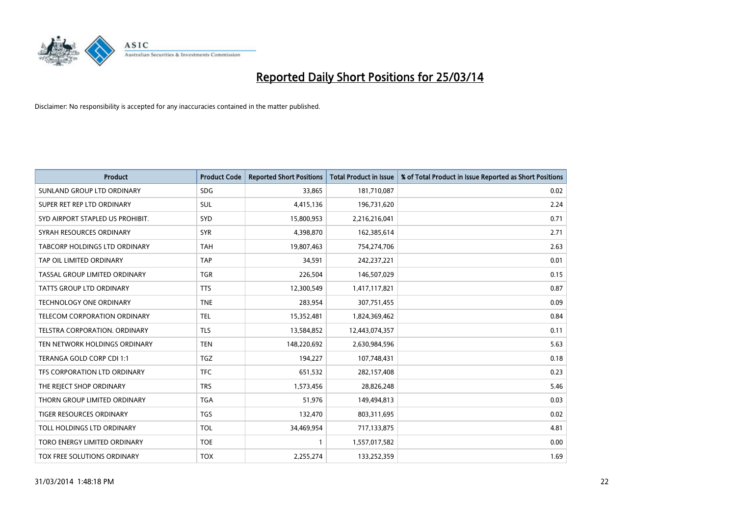# Reported Daily Short Positions for 25/03/14

Disclaimer: No responsibility is accepted for any inaccuracies contained in the matter published.

| Product | Product Code | Reported Short Positions | Total Product in Issue | % of Total Product in Issue Reported as Short Positions |
|---|---|---|---|---|
| SUNLAND GROUP LTD ORDINARY | SDG | 33,865 | 181,710,087 | 0.02 |
| SUPER RET REP LTD ORDINARY | SUL | 4,415,136 | 196,731,620 | 2.24 |
| SYD AIRPORT STAPLED US PROHIBIT. | SYD | 15,800,953 | 2,216,216,041 | 0.71 |
| SYRAH RESOURCES ORDINARY | SYR | 4,398,870 | 162,385,614 | 2.71 |
| TABCORP HOLDINGS LTD ORDINARY | TAH | 19,807,463 | 754,274,706 | 2.63 |
| TAP OIL LIMITED ORDINARY | TAP | 34,591 | 242,237,221 | 0.01 |
| TASSAL GROUP LIMITED ORDINARY | TGR | 226,504 | 146,507,029 | 0.15 |
| TATTS GROUP LTD ORDINARY | TTS | 12,300,549 | 1,417,117,821 | 0.87 |
| TECHNOLOGY ONE ORDINARY | TNE | 283,954 | 307,751,455 | 0.09 |
| TELECOM CORPORATION ORDINARY | TEL | 15,352,481 | 1,824,369,462 | 0.84 |
| TELSTRA CORPORATION. ORDINARY | TLS | 13,584,852 | 12,443,074,357 | 0.11 |
| TEN NETWORK HOLDINGS ORDINARY | TEN | 148,220,692 | 2,630,984,596 | 5.63 |
| TERANGA GOLD CORP CDI 1:1 | TGZ | 194,227 | 107,748,431 | 0.18 |
| TFS CORPORATION LTD ORDINARY | TFC | 651,532 | 282,157,408 | 0.23 |
| THE REJECT SHOP ORDINARY | TRS | 1,573,456 | 28,826,248 | 5.46 |
| THORN GROUP LIMITED ORDINARY | TGA | 51,976 | 149,494,813 | 0.03 |
| TIGER RESOURCES ORDINARY | TGS | 132,470 | 803,311,695 | 0.02 |
| TOLL HOLDINGS LTD ORDINARY | TOL | 34,469,954 | 717,133,875 | 4.81 |
| TORO ENERGY LIMITED ORDINARY | TOE | 1 | 1,557,017,582 | 0.00 |
| TOX FREE SOLUTIONS ORDINARY | TOX | 2,255,274 | 133,252,359 | 1.69 |

31/03/2014 1:48:18 PM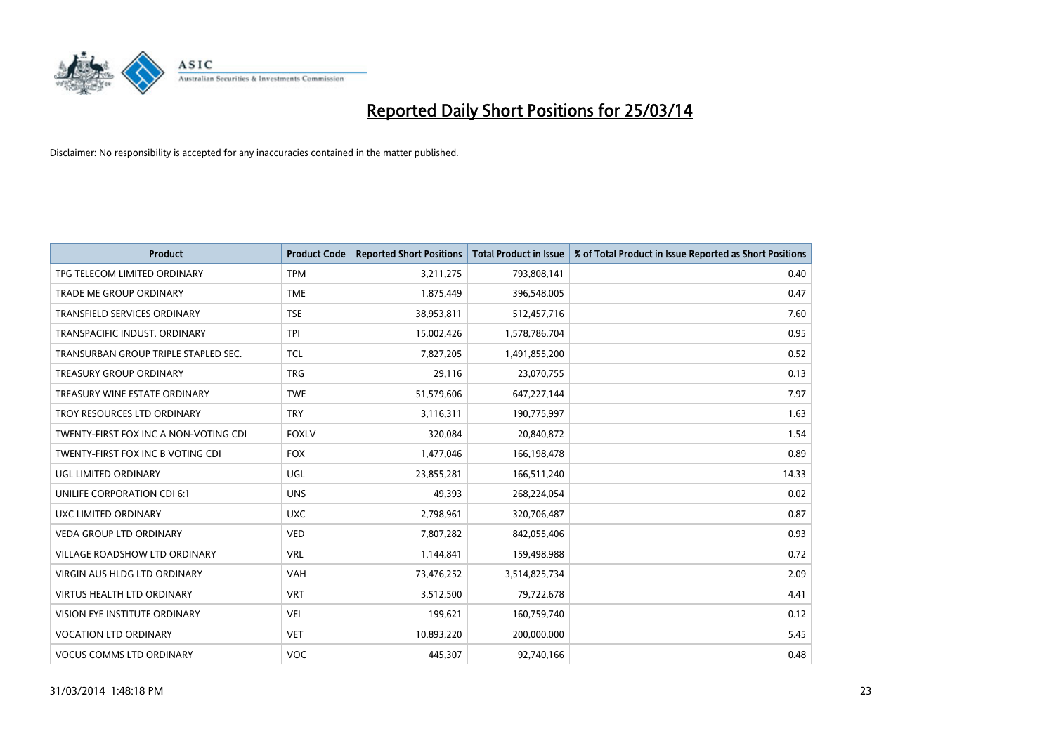# Reported Daily Short Positions for 25/03/14

Disclaimer: No responsibility is accepted for any inaccuracies contained in the matter published.

| Product | Product Code | Reported Short Positions | Total Product in Issue | % of Total Product in Issue Reported as Short Positions |
|---|---|---|---|---|
| TPG TELECOM LIMITED ORDINARY | TPM | 3,211,275 | 793,808,141 | 0.40 |
| TRADE ME GROUP ORDINARY | TME | 1,875,449 | 396,548,005 | 0.47 |
| TRANSFIELD SERVICES ORDINARY | TSE | 38,953,811 | 512,457,716 | 7.60 |
| TRANSPACIFIC INDUST. ORDINARY | TPI | 15,002,426 | 1,578,786,704 | 0.95 |
| TRANSURBAN GROUP TRIPLE STAPLED SEC. | TCL | 7,827,205 | 1,491,855,200 | 0.52 |
| TREASURY GROUP ORDINARY | TRG | 29,116 | 23,070,755 | 0.13 |
| TREASURY WINE ESTATE ORDINARY | TWE | 51,579,606 | 647,227,144 | 7.97 |
| TROY RESOURCES LTD ORDINARY | TRY | 3,116,311 | 190,775,997 | 1.63 |
| TWENTY-FIRST FOX INC A NON-VOTING CDI | FOXLV | 320,084 | 20,840,872 | 1.54 |
| TWENTY-FIRST FOX INC B VOTING CDI | FOX | 1,477,046 | 166,198,478 | 0.89 |
| UGL LIMITED ORDINARY | UGL | 23,855,281 | 166,511,240 | 14.33 |
| UNILIFE CORPORATION CDI 6:1 | UNS | 49,393 | 268,224,054 | 0.02 |
| UXC LIMITED ORDINARY | UXC | 2,798,961 | 320,706,487 | 0.87 |
| VEDA GROUP LTD ORDINARY | VED | 7,807,282 | 842,055,406 | 0.93 |
| VILLAGE ROADSHOW LTD ORDINARY | VRL | 1,144,841 | 159,498,988 | 0.72 |
| VIRGIN AUS HLDG LTD ORDINARY | VAH | 73,476,252 | 3,514,825,734 | 2.09 |
| VIRTUS HEALTH LTD ORDINARY | VRT | 3,512,500 | 79,722,678 | 4.41 |
| VISION EYE INSTITUTE ORDINARY | VEI | 199,621 | 160,759,740 | 0.12 |
| VOCATION LTD ORDINARY | VET | 10,893,220 | 200,000,000 | 5.45 |
| VOCUS COMMS LTD ORDINARY | VOC | 445,307 | 92,740,166 | 0.48 |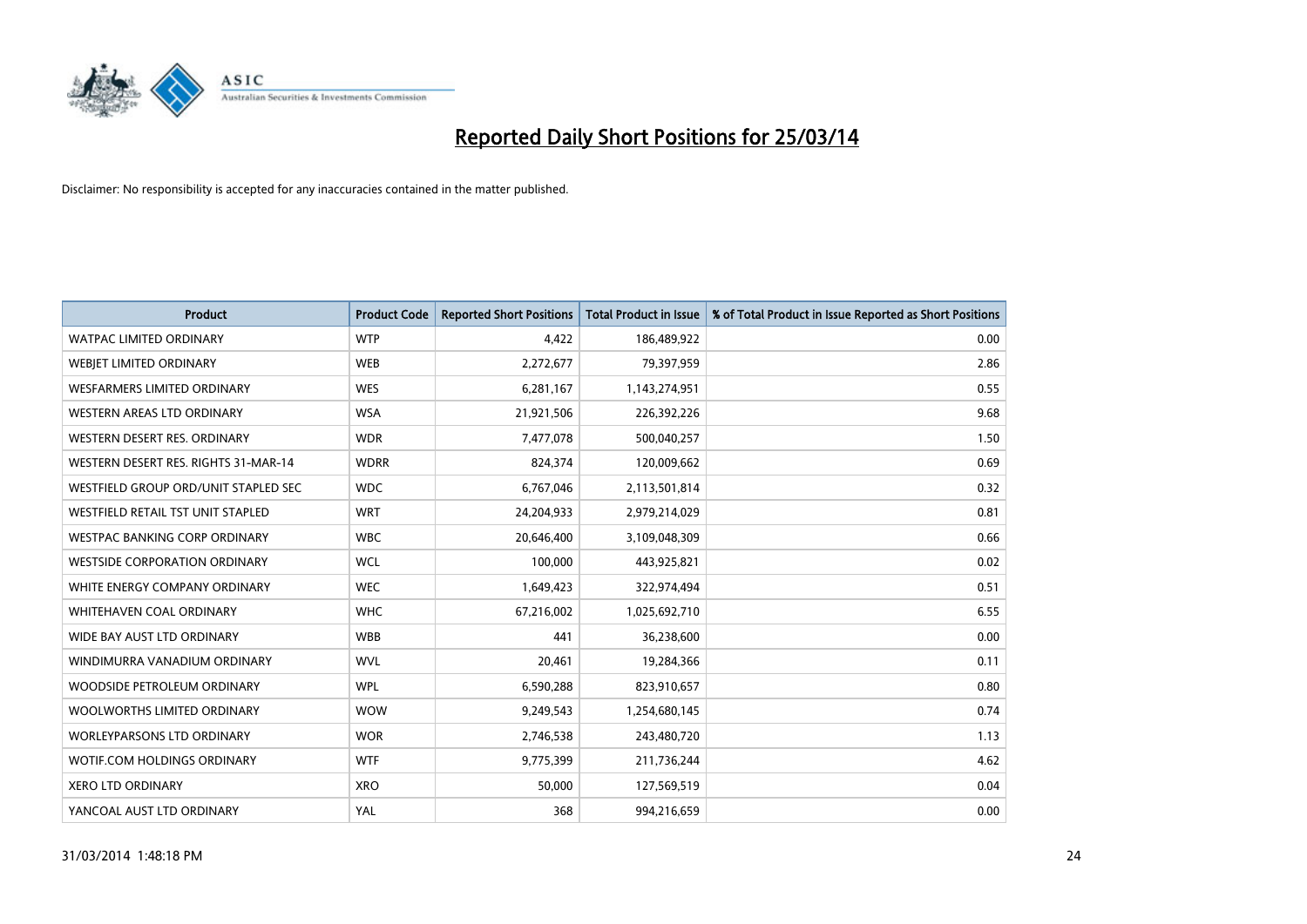# Reported Daily Short Positions for 25/03/14

Disclaimer: No responsibility is accepted for any inaccuracies contained in the matter published.

| Product | Product Code | Reported Short Positions | Total Product in Issue | % of Total Product in Issue Reported as Short Positions |
|---|---|---|---|---|
| WATPAC LIMITED ORDINARY | WTP | 4,422 | 186,489,922 | 0.00 |
| WEBJET LIMITED ORDINARY | WEB | 2,272,677 | 79,397,959 | 2.86 |
| WESFARMERS LIMITED ORDINARY | WES | 6,281,167 | 1,143,274,951 | 0.55 |
| WESTERN AREAS LTD ORDINARY | WSA | 21,921,506 | 226,392,226 | 9.68 |
| WESTERN DESERT RES. ORDINARY | WDR | 7,477,078 | 500,040,257 | 1.50 |
| WESTERN DESERT RES. RIGHTS 31-MAR-14 | WDRR | 824,374 | 120,009,662 | 0.69 |
| WESTFIELD GROUP ORD/UNIT STAPLED SEC | WDC | 6,767,046 | 2,113,501,814 | 0.32 |
| WESTFIELD RETAIL TST UNIT STAPLED | WRT | 24,204,933 | 2,979,214,029 | 0.81 |
| WESTPAC BANKING CORP ORDINARY | WBC | 20,646,400 | 3,109,048,309 | 0.66 |
| WESTSIDE CORPORATION ORDINARY | WCL | 100,000 | 443,925,821 | 0.02 |
| WHITE ENERGY COMPANY ORDINARY | WEC | 1,649,423 | 322,974,494 | 0.51 |
| WHITEHAVEN COAL ORDINARY | WHC | 67,216,002 | 1,025,692,710 | 6.55 |
| WIDE BAY AUST LTD ORDINARY | WBB | 441 | 36,238,600 | 0.00 |
| WINDIMURRA VANADIUM ORDINARY | WVL | 20,461 | 19,284,366 | 0.11 |
| WOODSIDE PETROLEUM ORDINARY | WPL | 6,590,288 | 823,910,657 | 0.80 |
| WOOLWORTHS LIMITED ORDINARY | WOW | 9,249,543 | 1,254,680,145 | 0.74 |
| WORLEYPARSONS LTD ORDINARY | WOR | 2,746,538 | 243,480,720 | 1.13 |
| WOTIF.COM HOLDINGS ORDINARY | WTF | 9,775,399 | 211,736,244 | 4.62 |
| XERO LTD ORDINARY | XRO | 50,000 | 127,569,519 | 0.04 |
| YANCOAL AUST LTD ORDINARY | YAL | 368 | 994,216,659 | 0.00 |

31/03/2014 1:48:18 PM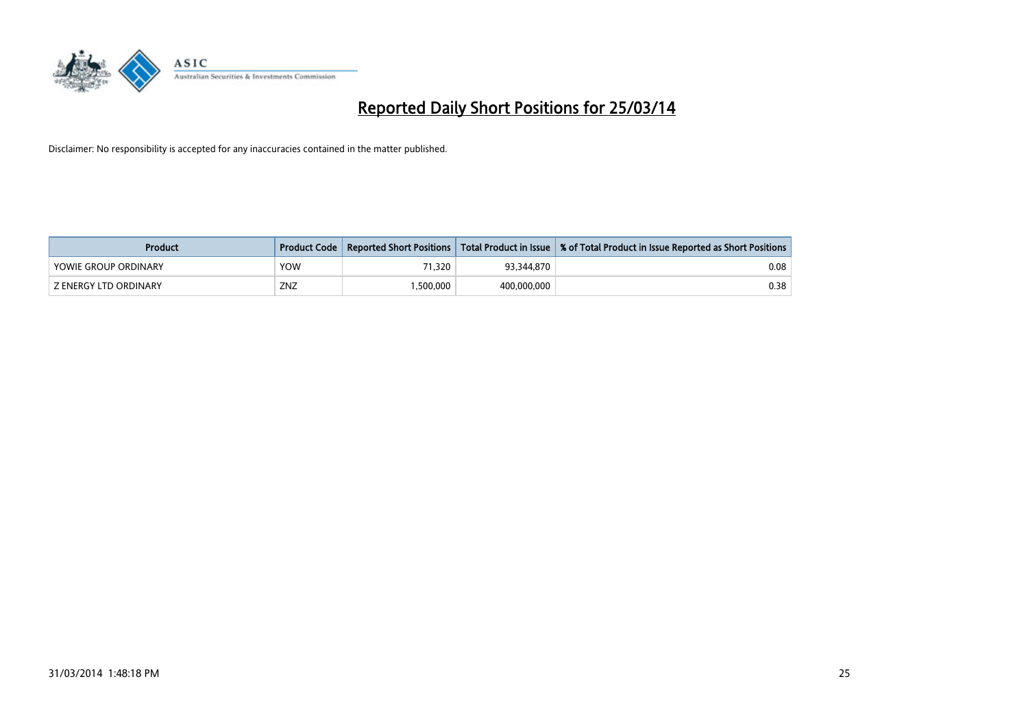# Reported Daily Short Positions for 25/03/14

Disclaimer: No responsibility is accepted for any inaccuracies contained in the matter published.

| Product | Product Code | Reported Short Positions | Total Product in Issue | % of Total Product in Issue Reported as Short Positions |
|---|---|---|---|---|
| YOWIE GROUP ORDINARY | YOW | 71,320 | 93,344,870 | 0.08 |
| Z ENERGY LTD ORDINARY | ZNZ | 1,500,000 | 400,000,000 | 0.38 |